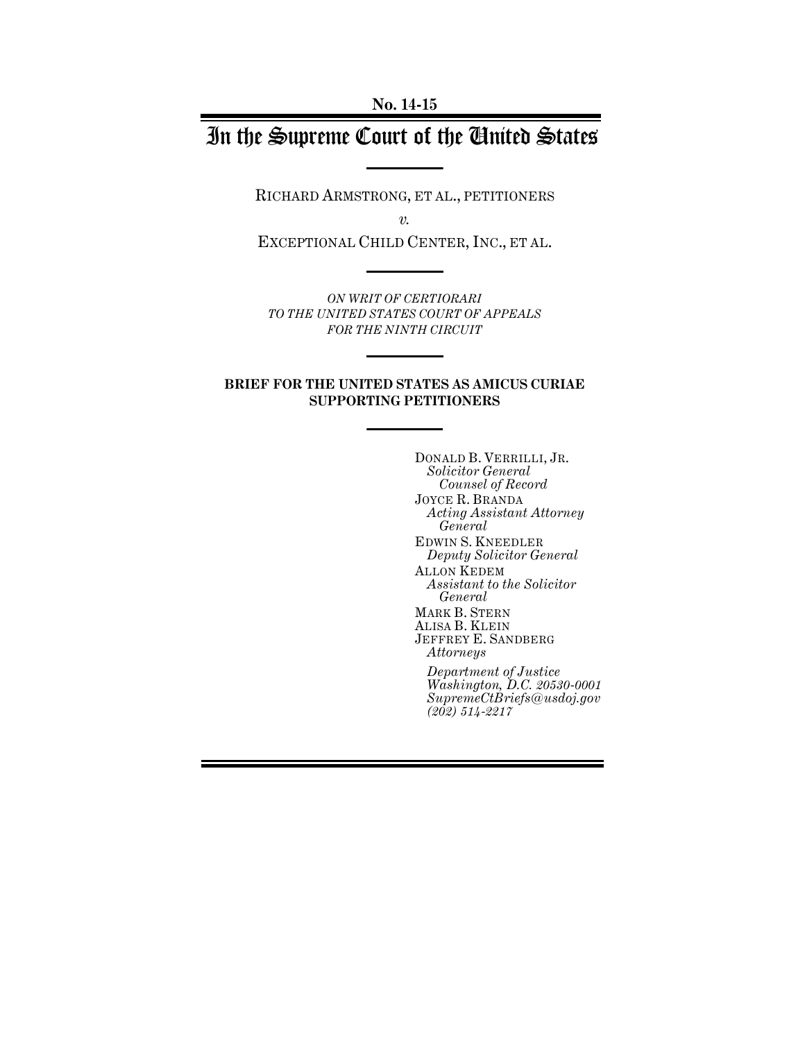No. 14-15

# In the Supreme Court of the United States

RICHARD ARMSTRONG, ET AL., PETITIONERS

*v.*

EXCEPTIONAL CHILD CENTER, INC., ET AL.

*ON WRIT OF CERTIORARI*
*TO THE UNITED STATES COURT OF APPEALS*
*FOR THE NINTH CIRCUIT*

**BRIEF FOR THE UNITED STATES AS AMICUS CURIAE SUPPORTING PETITIONERS**

DONALD B. VERRILLI, JR.
*Solicitor General*
*Counsel of Record*

JOYCE R. BRANDA
*Acting Assistant Attorney General*

EDWIN S. KNEEDLER
*Deputy Solicitor General*

ALLON KEDEM
*Assistant to the Solicitor General*

MARK B. STERN
ALISA B. KLEIN
JEFFREY E. SANDBERG
*Attorneys*

*Department of Justice*
*Washington, D.C. 20530-0001*
*SupremeCtBriefs@usdoj.gov*
*(202) 514-2217*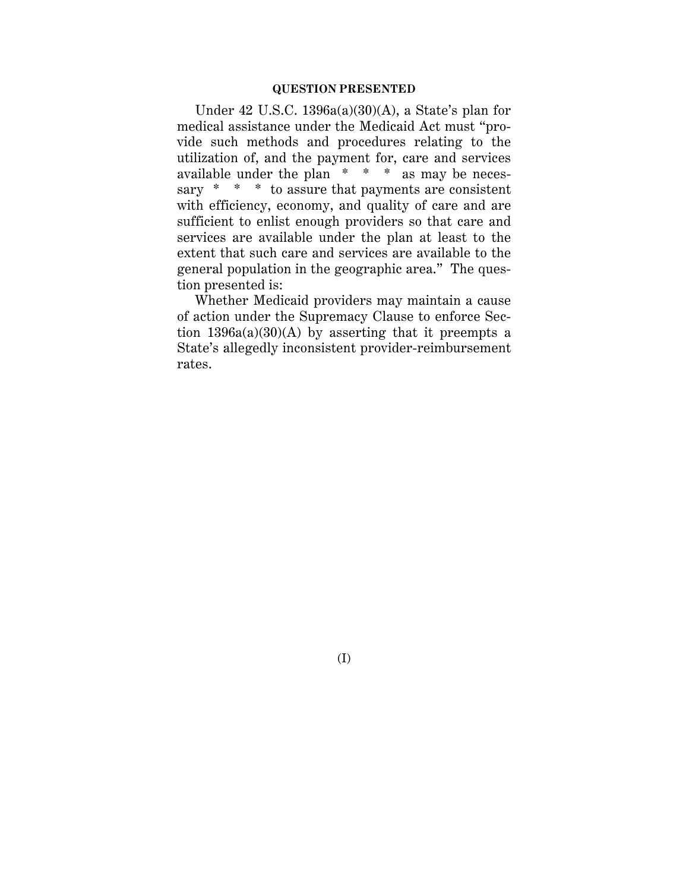**QUESTION PRESENTED**

Under 42 U.S.C. 1396a(a)(30)(A), a State's plan for medical assistance under the Medicaid Act must "provide such methods and procedures relating to the utilization of, and the payment for, care and services available under the plan * * * as may be necessary * * * to assure that payments are consistent with efficiency, economy, and quality of care and are sufficient to enlist enough providers so that care and services are available under the plan at least to the extent that such care and services are available to the general population in the geographic area." The question presented is:

Whether Medicaid providers may maintain a cause of action under the Supremacy Clause to enforce Section 1396a(a)(30)(A) by asserting that it preempts a State's allegedly inconsistent provider-reimbursement rates.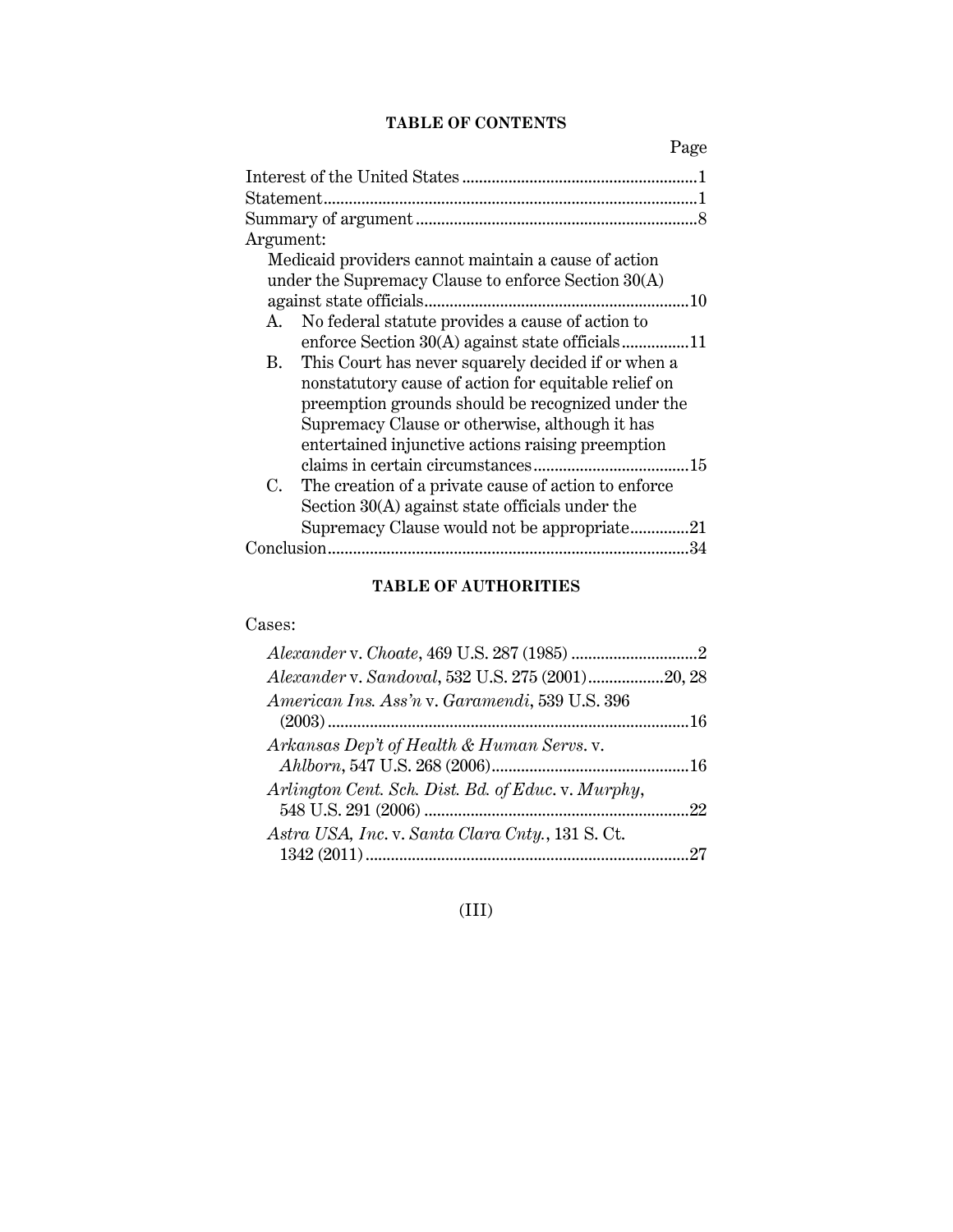## TABLE OF CONTENTS

| | Page |
|---|---|
| Interest of the United States | 1 |
| Statement | 1 |
| Summary of argument | 8 |
| Argument: | |
| Medicaid providers cannot maintain a cause of action under the Supremacy Clause to enforce Section 30(A) against state officials | 10 |
| A. No federal statute provides a cause of action to enforce Section 30(A) against state officials | 11 |
| B. This Court has never squarely decided if or when a nonstatutory cause of action for equitable relief on preemption grounds should be recognized under the Supremacy Clause or otherwise, although it has entertained injunctive actions raising preemption claims in certain circumstances | 15 |
| C. The creation of a private cause of action to enforce Section 30(A) against state officials under the Supremacy Clause would not be appropriate | 21 |
| Conclusion | 34 |

## TABLE OF AUTHORITIES

Cases:

| | |
|---|---|
| *Alexander* v. *Choate*, 469 U.S. 287 (1985) | 2 |
| *Alexander* v. *Sandoval*, 532 U.S. 275 (2001) | 20, 28 |
| *American Ins. Ass'n* v. *Garamendi*, 539 U.S. 396 (2003) | 16 |
| *Arkansas Dep't of Health & Human Servs.* v. *Ahlborn*, 547 U.S. 268 (2006) | 16 |
| *Arlington Cent. Sch. Dist. Bd. of Educ.* v. *Murphy*, 548 U.S. 291 (2006) | 22 |
| *Astra USA, Inc.* v. *Santa Clara Cnty.*, 131 S. Ct. 1342 (2011) | 27 |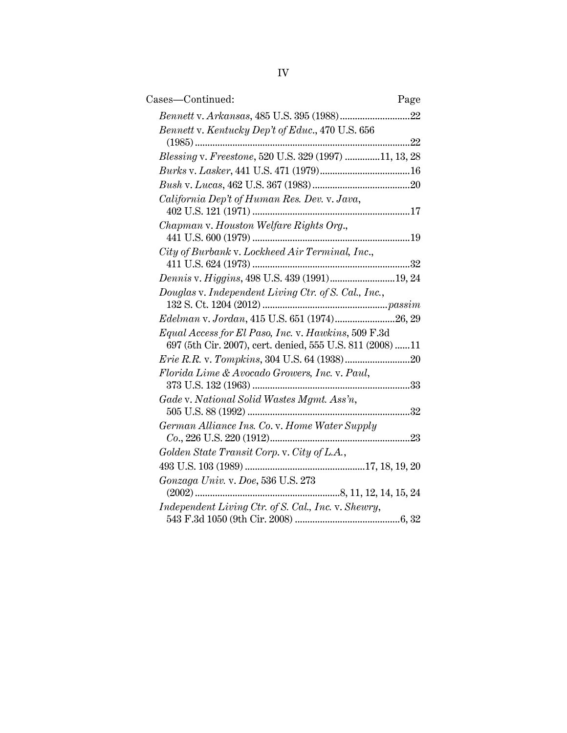Cases—Continued: Page

*Bennett* v. *Arkansas*, 485 U.S. 395 (1988) ........................... 22

*Bennett* v. *Kentucky Dep't of Educ.*, 470 U.S. 656 (1985) .................................................................................... 22

*Blessing* v. *Freestone*, 520 U.S. 329 (1997) ............. 11, 13, 28

*Burks* v. *Lasker*, 441 U.S. 471 (1979) .................................... 16

*Bush* v. *Lucas*, 462 U.S. 367 (1983) ....................................... 20

*California Dep't of Human Res. Dev.* v. *Java*, 402 U.S. 121 (1971) .............................................................. 17

*Chapman* v. *Houston Welfare Rights Org.*, 441 U.S. 600 (1979) .............................................................. 19

*City of Burbank* v. *Lockheed Air Terminal, Inc.*, 411 U.S. 624 (1973) .............................................................. 32

*Dennis* v. *Higgins*, 498 U.S. 439 (1991) .......................... 19, 24

*Douglas* v. *Independent Living Ctr. of S. Cal., Inc.*, 132 S. Ct. 1204 (2012) ................................................. *passim*

*Edelman* v. *Jordan*, 415 U.S. 651 (1974) ........................ 26, 29

*Equal Access for El Paso, Inc.* v. *Hawkins*, 509 F.3d 697 (5th Cir. 2007), cert. denied, 555 U.S. 811 (2008) ...... 11

*Erie R.R.* v. *Tompkins*, 304 U.S. 64 (1938) .......................... 20

*Florida Lime & Avocado Growers, Inc.* v. *Paul*, 373 U.S. 132 (1963) .............................................................. 33

*Gade* v. *National Solid Wastes Mgmt. Ass'n*, 505 U.S. 88 (1992) ................................................................ 32

*German Alliance Ins. Co.* v. *Home Water Supply Co.*, 226 U.S. 220 (1912) ....................................................... 23

*Golden State Transit Corp.* v. *City of L.A.*, 493 U.S. 103 (1989) ............................................... 17, 18, 19, 20

*Gonzaga Univ.* v. *Doe*, 536 U.S. 273 (2002) ......................................................... 8, 11, 12, 14, 15, 24

*Independent Living Ctr. of S. Cal., Inc.* v. *Shewry*, 543 F.3d 1050 (9th Cir. 2008) .......................................... 6, 32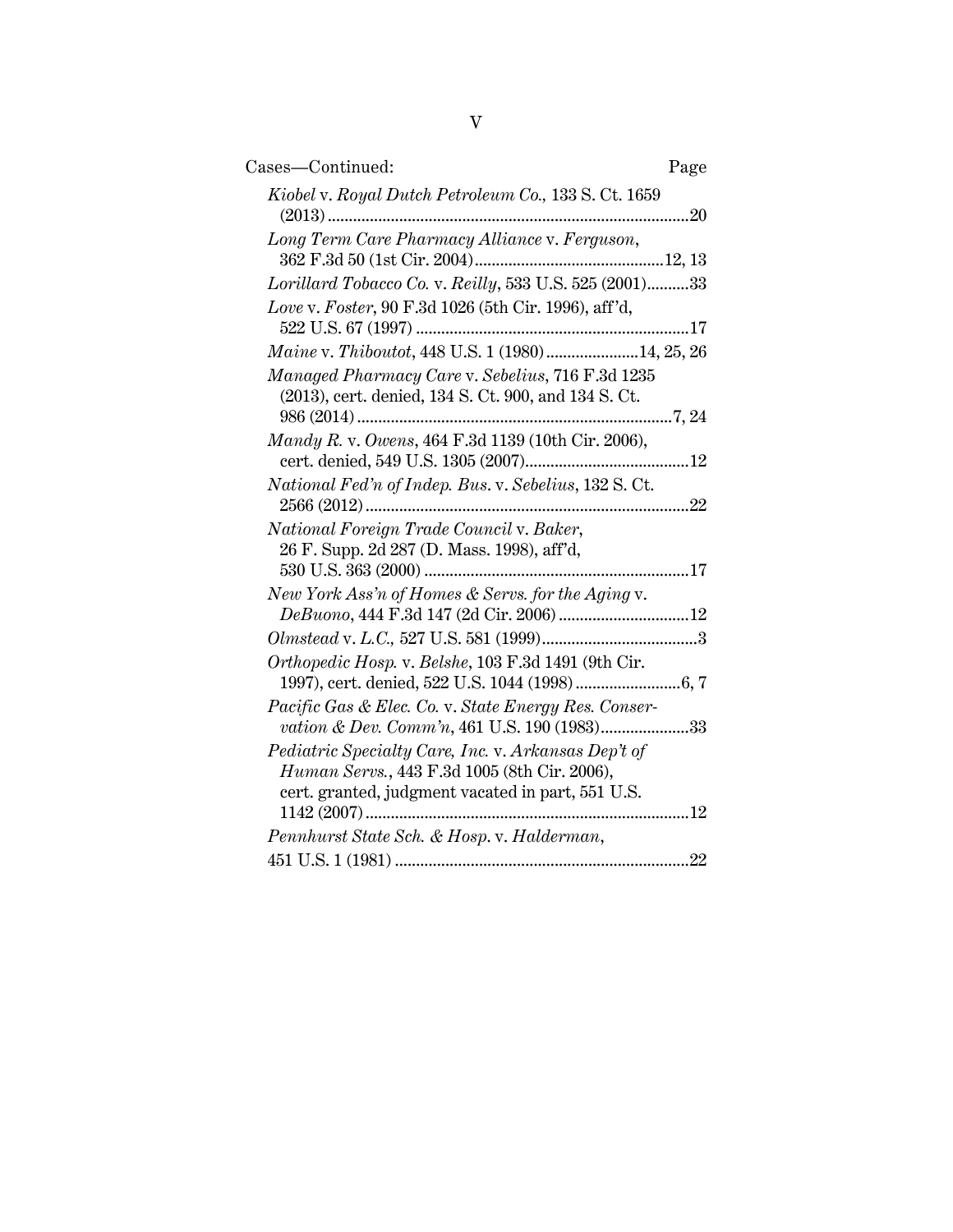Cases—Continued: Page

*Kiobel* v. *Royal Dutch Petroleum Co.*, 133 S. Ct. 1659 (2013) ....................20

*Long Term Care Pharmacy Alliance* v. *Ferguson*, 362 F.3d 50 (1st Cir. 2004)....................12, 13

*Lorillard Tobacco Co.* v. *Reilly*, 533 U.S. 525 (2001)..........33

*Love* v. *Foster*, 90 F.3d 1026 (5th Cir. 1996), aff'd, 522 U.S. 67 (1997) ....................17

*Maine* v. *Thiboutot*, 448 U.S. 1 (1980)....................14, 25, 26

*Managed Pharmacy Care* v. *Sebelius*, 716 F.3d 1235 (2013), cert. denied, 134 S. Ct. 900, and 134 S. Ct. 986 (2014) ....................7, 24

*Mandy R.* v. *Owens*, 464 F.3d 1139 (10th Cir. 2006), cert. denied, 549 U.S. 1305 (2007)....................12

*National Fed'n of Indep. Bus.* v. *Sebelius*, 132 S. Ct. 2566 (2012) ....................22

*National Foreign Trade Council* v. *Baker*, 26 F. Supp. 2d 287 (D. Mass. 1998), aff'd, 530 U.S. 363 (2000) ....................17

*New York Ass'n of Homes & Servs. for the Aging* v. *DeBuono*, 444 F.3d 147 (2d Cir. 2006) ....................12

*Olmstead* v. *L.C.*, 527 U.S. 581 (1999)....................3

*Orthopedic Hosp.* v. *Belshe*, 103 F.3d 1491 (9th Cir. 1997), cert. denied, 522 U.S. 1044 (1998) ....................6, 7

*Pacific Gas & Elec. Co.* v. *State Energy Res. Conservation & Dev. Comm'n*, 461 U.S. 190 (1983)....................33

*Pediatric Specialty Care, Inc.* v. *Arkansas Dep't of Human Servs.*, 443 F.3d 1005 (8th Cir. 2006), cert. granted, judgment vacated in part, 551 U.S. 1142 (2007) ....................12

*Pennhurst State Sch. & Hosp.* v. *Halderman*, 451 U.S. 1 (1981) ....................22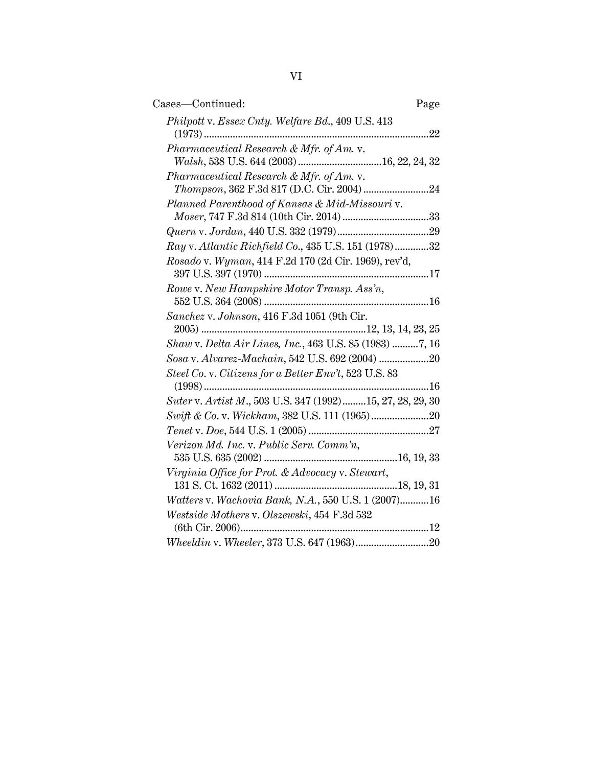Cases—Continued: Page

*Philpott* v. *Essex Cnty. Welfare Bd.*, 409 U.S. 413 (1973) .....22

*Pharmaceutical Research & Mfr. of Am.* v. *Walsh*, 538 U.S. 644 (2003) .....16, 22, 24, 32

*Pharmaceutical Research & Mfr. of Am.* v. *Thompson*, 362 F.3d 817 (D.C. Cir. 2004) .....24

*Planned Parenthood of Kansas & Mid-Missouri* v. *Moser*, 747 F.3d 814 (10th Cir. 2014) .....33

*Quern* v. *Jordan*, 440 U.S. 332 (1979) .....29

*Ray* v. *Atlantic Richfield Co.*, 435 U.S. 151 (1978) .....32

*Rosado* v. *Wyman*, 414 F.2d 170 (2d Cir. 1969), rev'd, 397 U.S. 397 (1970) .....17

*Rowe* v. *New Hampshire Motor Transp. Ass'n*, 552 U.S. 364 (2008) .....16

*Sanchez* v. *Johnson*, 416 F.3d 1051 (9th Cir. 2005) .....12, 13, 14, 23, 25

*Shaw* v. *Delta Air Lines, Inc.*, 463 U.S. 85 (1983) .....7, 16

*Sosa* v. *Alvarez-Machain*, 542 U.S. 692 (2004) .....20

*Steel Co.* v. *Citizens for a Better Env't*, 523 U.S. 83 (1998) .....16

*Suter* v. *Artist M.*, 503 U.S. 347 (1992) .....15, 27, 28, 29, 30

*Swift & Co.* v. *Wickham*, 382 U.S. 111 (1965) .....20

*Tenet* v. *Doe*, 544 U.S. 1 (2005) .....27

*Verizon Md. Inc.* v. *Public Serv. Comm'n*, 535 U.S. 635 (2002) .....16, 19, 33

*Virginia Office for Prot. & Advocacy* v. *Stewart*, 131 S. Ct. 1632 (2011) .....18, 19, 31

*Watters* v. *Wachovia Bank, N.A.*, 550 U.S. 1 (2007) .....16

*Westside Mothers* v. *Olszewski*, 454 F.3d 532 (6th Cir. 2006) .....12

*Wheeldin* v. *Wheeler*, 373 U.S. 647 (1963) .....20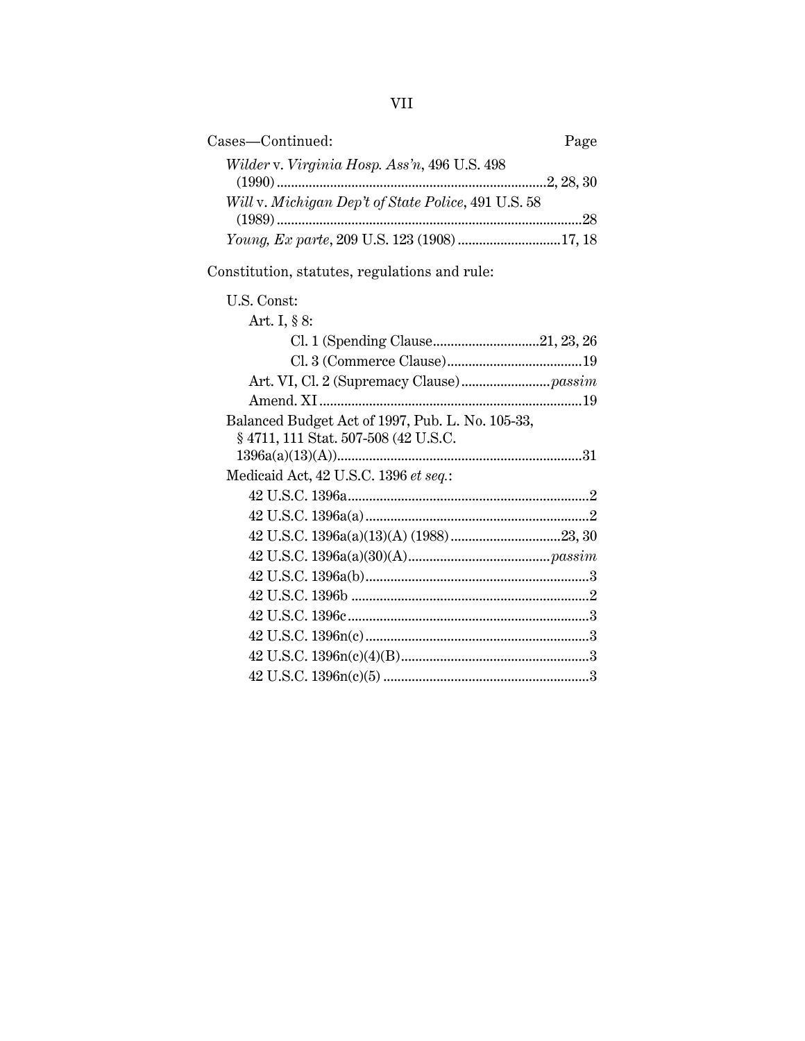Cases—Continued: Page

*Wilder* v. *Virginia Hosp. Ass'n*, 496 U.S. 498 (1990) ....................2, 28, 30

*Will* v. *Michigan Dep't of State Police*, 491 U.S. 58 (1989) ....................28

*Young, Ex parte*, 209 U.S. 123 (1908) ....................17, 18

Constitution, statutes, regulations and rule:

U.S. Const:

- Art. I, § 8:
  - Cl. 1 (Spending Clause ....................21, 23, 26
  - Cl. 3 (Commerce Clause) ....................19
- Art. VI, Cl. 2 (Supremacy Clause) ....................*passim*
- Amend. XI ....................19

Balanced Budget Act of 1997, Pub. L. No. 105-33, § 4711, 111 Stat. 507-508 (42 U.S.C. 1396a(a)(13)(A)) ....................31

Medicaid Act, 42 U.S.C. 1396 *et seq.*:

- 42 U.S.C. 1396a ....................2
- 42 U.S.C. 1396a(a) ....................2
- 42 U.S.C. 1396a(a)(13)(A) (1988) ....................23, 30
- 42 U.S.C. 1396a(a)(30)(A) ....................*passim*
- 42 U.S.C. 1396a(b) ....................3
- 42 U.S.C. 1396b ....................2
- 42 U.S.C. 1396c ....................3
- 42 U.S.C. 1396n(c) ....................3
- 42 U.S.C. 1396n(c)(4)(B) ....................3
- 42 U.S.C. 1396n(c)(5) ....................3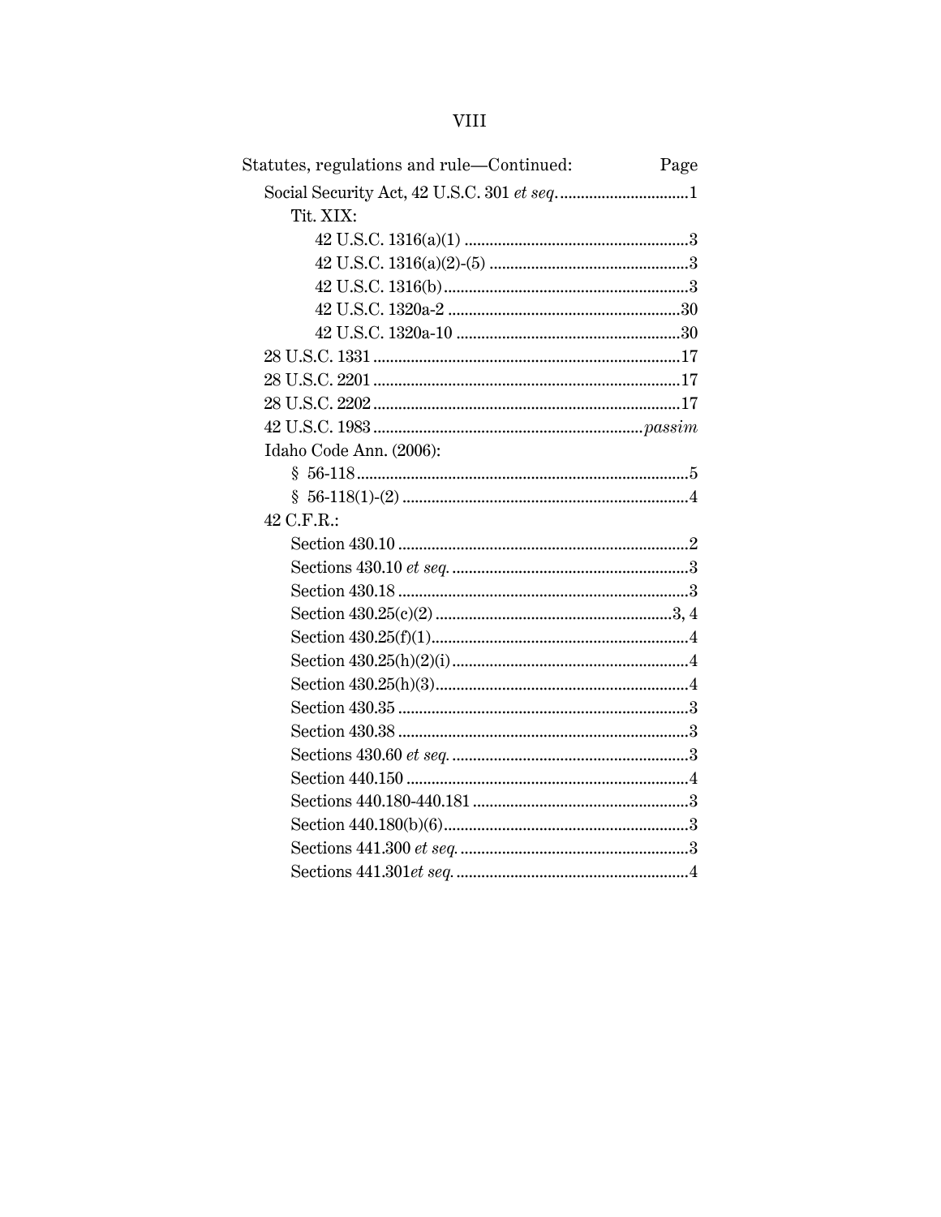| Statutes, regulations and rule—Continued: | Page |
|---|---|
| Social Security Act, 42 U.S.C. 301 *et seq.* | 1 |
| Tit. XIX: | |
| 42 U.S.C. 1316(a)(1) | 3 |
| 42 U.S.C. 1316(a)(2)-(5) | 3 |
| 42 U.S.C. 1316(b) | 3 |
| 42 U.S.C. 1320a-2 | 30 |
| 42 U.S.C. 1320a-10 | 30 |
| 28 U.S.C. 1331 | 17 |
| 28 U.S.C. 2201 | 17 |
| 28 U.S.C. 2202 | 17 |
| 42 U.S.C. 1983 | *passim* |
| Idaho Code Ann. (2006): | |
| § 56-118 | 5 |
| § 56-118(1)-(2) | 4 |
| 42 C.F.R.: | |
| Section 430.10 | 2 |
| Sections 430.10 *et seq.* | 3 |
| Section 430.18 | 3 |
| Section 430.25(c)(2) | 3, 4 |
| Section 430.25(f)(1) | 4 |
| Section 430.25(h)(2)(i) | 4 |
| Section 430.25(h)(3) | 4 |
| Section 430.35 | 3 |
| Section 430.38 | 3 |
| Sections 430.60 *et seq.* | 3 |
| Section 440.150 | 4 |
| Sections 440.180-440.181 | 3 |
| Section 440.180(b)(6) | 3 |
| Sections 441.300 *et seq.* | 3 |
| Sections 441.301*et seq.* | 4 |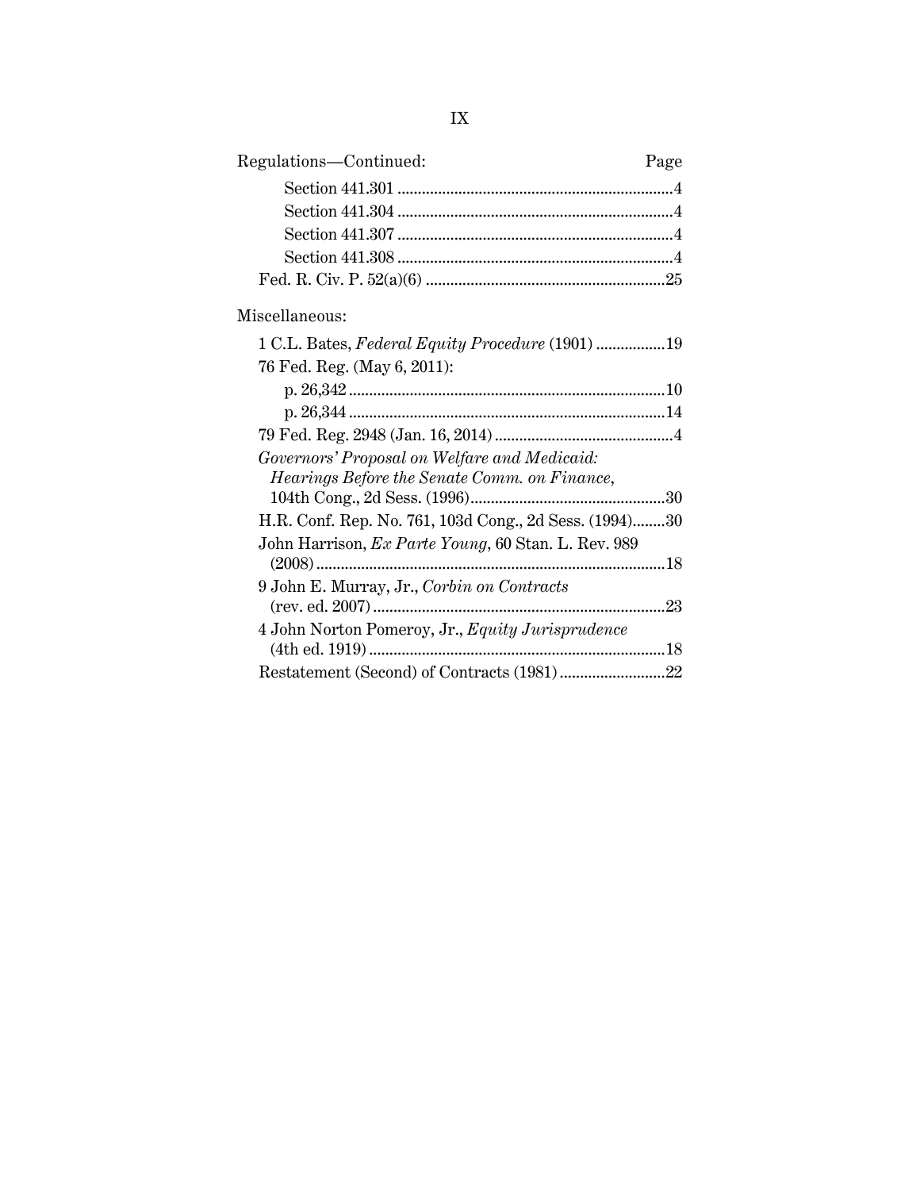Regulations—Continued: Page

Section 441.301 ....................................................................4

Section 441.304 ....................................................................4

Section 441.307 ....................................................................4

Section 441.308 ....................................................................4

Fed. R. Civ. P. 52(a)(6) ...........................................................25

Miscellaneous:

1 C.L. Bates, *Federal Equity Procedure* (1901) .................19

76 Fed. Reg. (May 6, 2011):

p. 26,342 .............................................................................10

p. 26,344 .............................................................................14

79 Fed. Reg. 2948 (Jan. 16, 2014) ............................................4

*Governors' Proposal on Welfare and Medicaid: Hearings Before the Senate Comm. on Finance*, 104th Cong., 2d Sess. (1996)................................................30

H.R. Conf. Rep. No. 761, 103d Cong., 2d Sess. (1994)........30

John Harrison, *Ex Parte Young*, 60 Stan. L. Rev. 989 (2008) ......................................................................................18

9 John E. Murray, Jr., *Corbin on Contracts* (rev. ed. 2007) ........................................................................23

4 John Norton Pomeroy, Jr., *Equity Jurisprudence* (4th ed. 1919) .........................................................................18

Restatement (Second) of Contracts (1981) ..........................22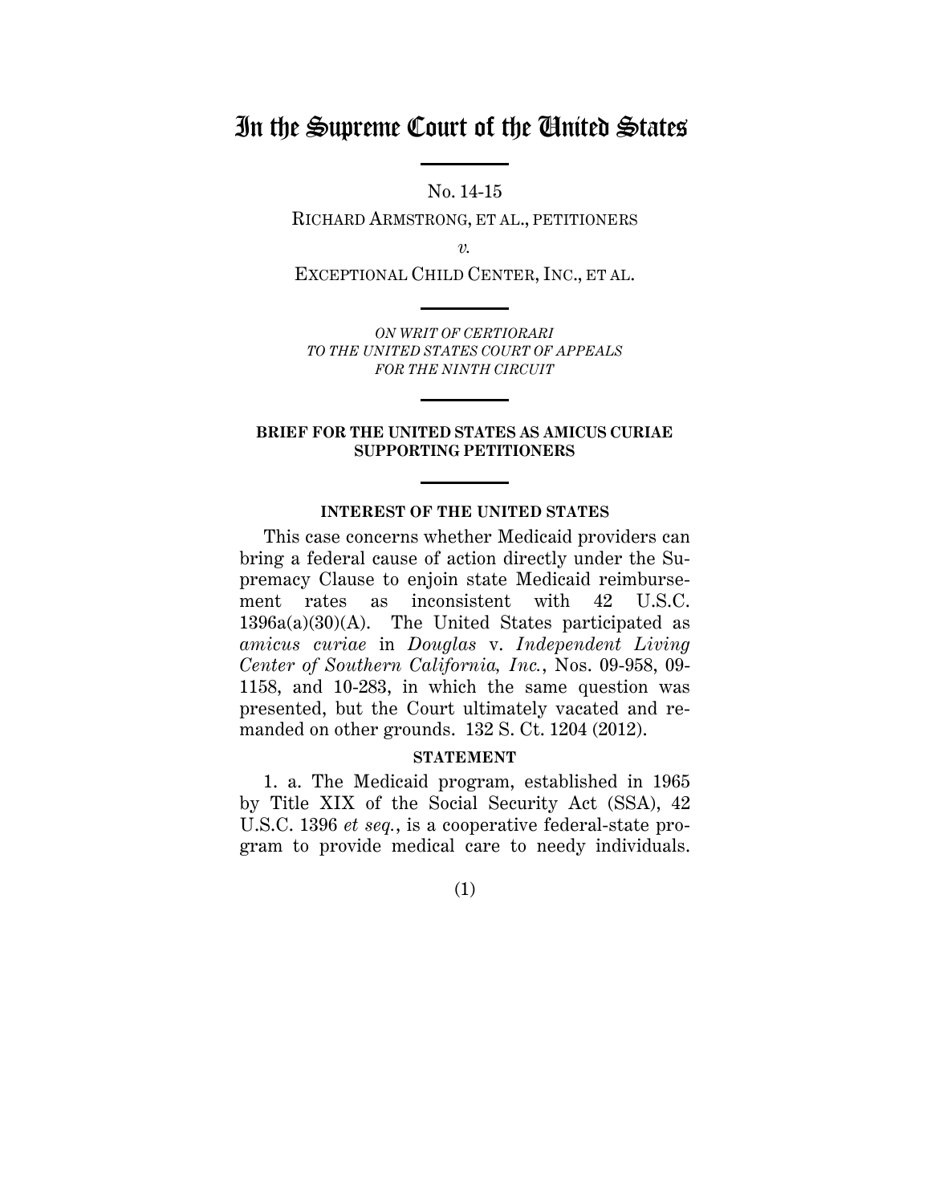# In the Supreme Court of the United States

No. 14-15

RICHARD ARMSTRONG, ET AL., PETITIONERS

*v.*

EXCEPTIONAL CHILD CENTER, INC., ET AL.

*ON WRIT OF CERTIORARI*
*TO THE UNITED STATES COURT OF APPEALS*
*FOR THE NINTH CIRCUIT*

**BRIEF FOR THE UNITED STATES AS AMICUS CURIAE SUPPORTING PETITIONERS**

**INTEREST OF THE UNITED STATES**

This case concerns whether Medicaid providers can bring a federal cause of action directly under the Supremacy Clause to enjoin state Medicaid reimbursement rates as inconsistent with 42 U.S.C. 1396a(a)(30)(A). The United States participated as *amicus curiae* in *Douglas* v. *Independent Living Center of Southern California, Inc.*, Nos. 09-958, 09-1158, and 10-283, in which the same question was presented, but the Court ultimately vacated and remanded on other grounds. 132 S. Ct. 1204 (2012).

**STATEMENT**

1. a. The Medicaid program, established in 1965 by Title XIX of the Social Security Act (SSA), 42 U.S.C. 1396 *et seq.*, is a cooperative federal-state program to provide medical care to needy individuals.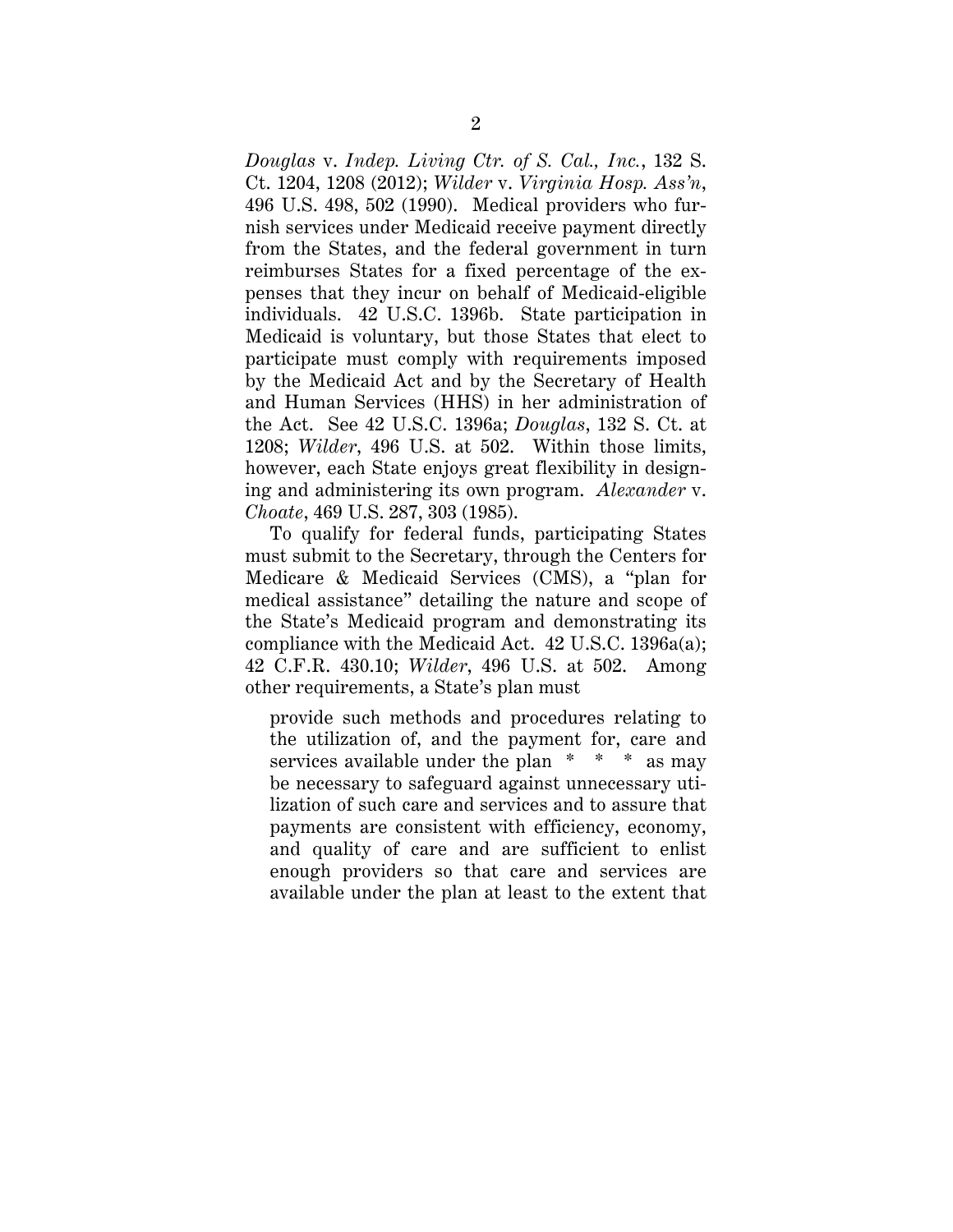*Douglas* v. *Indep. Living Ctr. of S. Cal., Inc.*, 132 S. Ct. 1204, 1208 (2012); *Wilder* v. *Virginia Hosp. Ass'n*, 496 U.S. 498, 502 (1990). Medical providers who furnish services under Medicaid receive payment directly from the States, and the federal government in turn reimburses States for a fixed percentage of the expenses that they incur on behalf of Medicaid-eligible individuals. 42 U.S.C. 1396b. State participation in Medicaid is voluntary, but those States that elect to participate must comply with requirements imposed by the Medicaid Act and by the Secretary of Health and Human Services (HHS) in her administration of the Act. See 42 U.S.C. 1396a; *Douglas*, 132 S. Ct. at 1208; *Wilder*, 496 U.S. at 502. Within those limits, however, each State enjoys great flexibility in designing and administering its own program. *Alexander* v. *Choate*, 469 U.S. 287, 303 (1985).

To qualify for federal funds, participating States must submit to the Secretary, through the Centers for Medicare & Medicaid Services (CMS), a "plan for medical assistance" detailing the nature and scope of the State's Medicaid program and demonstrating its compliance with the Medicaid Act. 42 U.S.C. 1396a(a); 42 C.F.R. 430.10; *Wilder*, 496 U.S. at 502. Among other requirements, a State's plan must

> provide such methods and procedures relating to the utilization of, and the payment for, care and services available under the plan * * * as may be necessary to safeguard against unnecessary utilization of such care and services and to assure that payments are consistent with efficiency, economy, and quality of care and are sufficient to enlist enough providers so that care and services are available under the plan at least to the extent that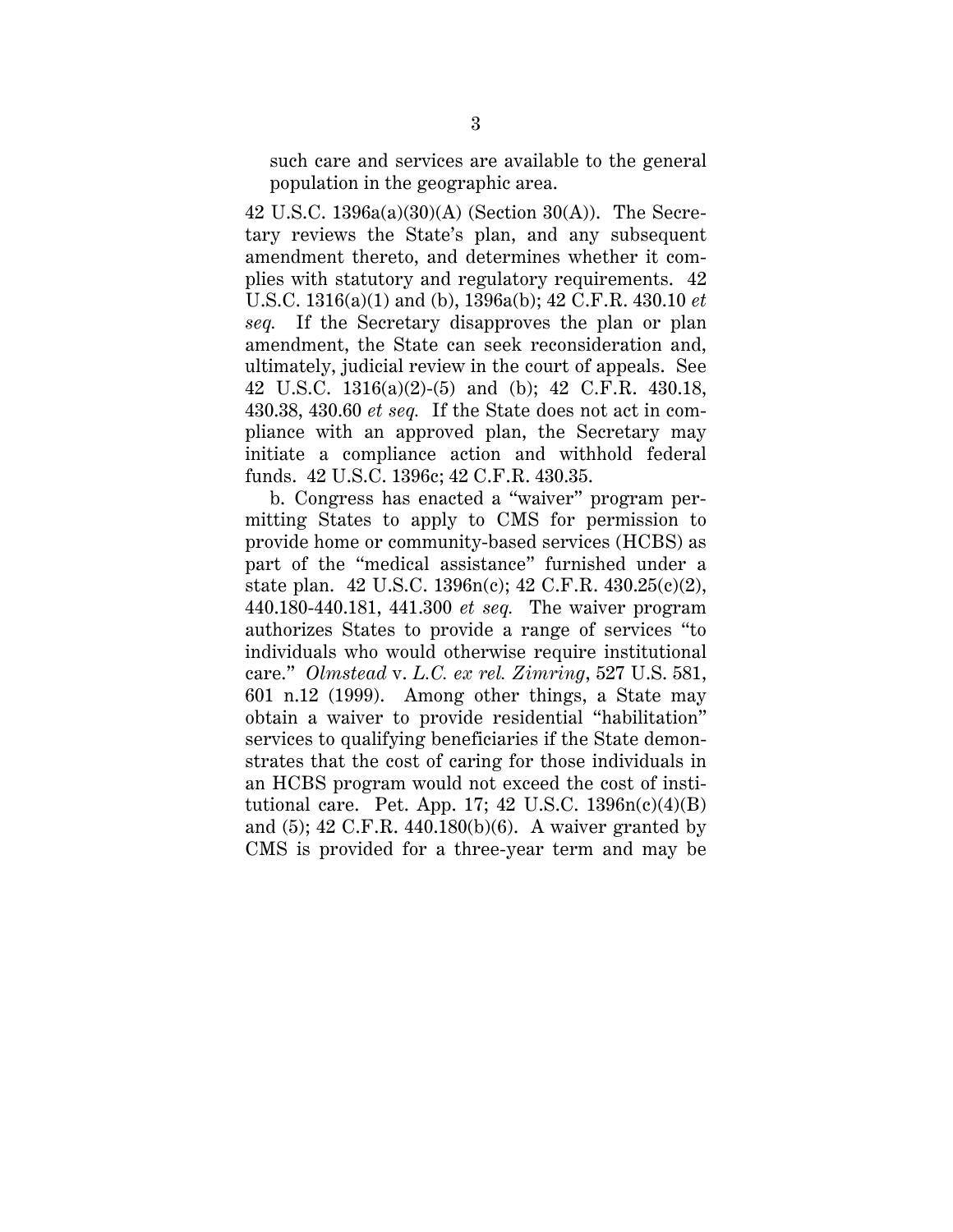such care and services are available to the general population in the geographic area.

42 U.S.C. 1396a(a)(30)(A) (Section 30(A)). The Secretary reviews the State's plan, and any subsequent amendment thereto, and determines whether it complies with statutory and regulatory requirements. 42 U.S.C. 1316(a)(1) and (b), 1396a(b); 42 C.F.R. 430.10 *et seq.* If the Secretary disapproves the plan or plan amendment, the State can seek reconsideration and, ultimately, judicial review in the court of appeals. See 42 U.S.C. 1316(a)(2)-(5) and (b); 42 C.F.R. 430.18, 430.38, 430.60 *et seq.* If the State does not act in compliance with an approved plan, the Secretary may initiate a compliance action and withhold federal funds. 42 U.S.C. 1396c; 42 C.F.R. 430.35.

b. Congress has enacted a "waiver" program permitting States to apply to CMS for permission to provide home or community-based services (HCBS) as part of the "medical assistance" furnished under a state plan. 42 U.S.C. 1396n(c); 42 C.F.R. 430.25(c)(2), 440.180-440.181, 441.300 *et seq.* The waiver program authorizes States to provide a range of services "to individuals who would otherwise require institutional care." *Olmstead* v. *L.C. ex rel. Zimring*, 527 U.S. 581, 601 n.12 (1999). Among other things, a State may obtain a waiver to provide residential "habilitation" services to qualifying beneficiaries if the State demonstrates that the cost of caring for those individuals in an HCBS program would not exceed the cost of institutional care. Pet. App. 17; 42 U.S.C. 1396n(c)(4)(B) and (5); 42 C.F.R. 440.180(b)(6). A waiver granted by CMS is provided for a three-year term and may be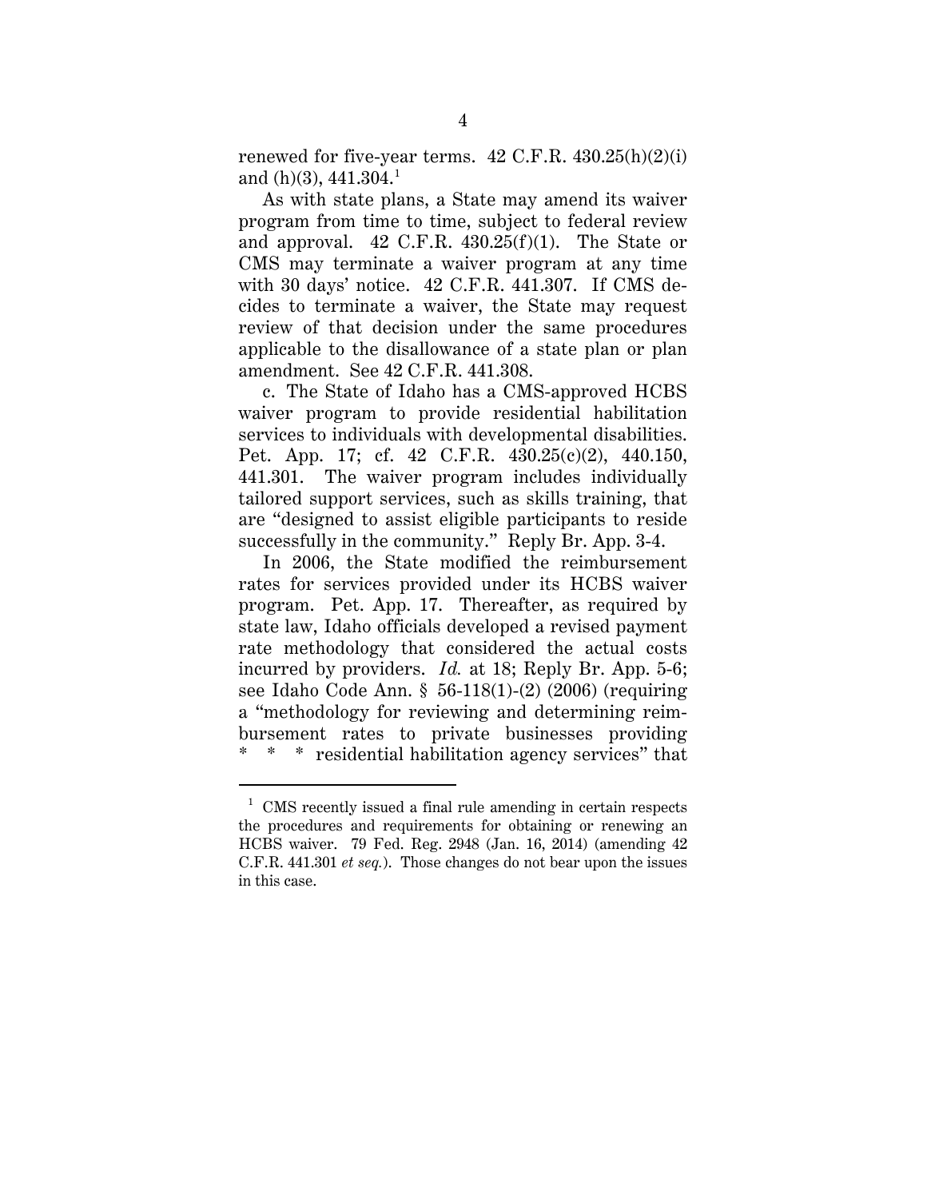renewed for five-year terms. 42 C.F.R. 430.25(h)(2)(i) and (h)(3), 441.304.[1]

As with state plans, a State may amend its waiver program from time to time, subject to federal review and approval. 42 C.F.R. 430.25(f)(1). The State or CMS may terminate a waiver program at any time with 30 days' notice. 42 C.F.R. 441.307. If CMS decides to terminate a waiver, the State may request review of that decision under the same procedures applicable to the disallowance of a state plan or plan amendment. See 42 C.F.R. 441.308.

c. The State of Idaho has a CMS-approved HCBS waiver program to provide residential habilitation services to individuals with developmental disabilities. Pet. App. 17; cf. 42 C.F.R. 430.25(c)(2), 440.150, 441.301. The waiver program includes individually tailored support services, such as skills training, that are "designed to assist eligible participants to reside successfully in the community." Reply Br. App. 3-4.

In 2006, the State modified the reimbursement rates for services provided under its HCBS waiver program. Pet. App. 17. Thereafter, as required by state law, Idaho officials developed a revised payment rate methodology that considered the actual costs incurred by providers. *Id.* at 18; Reply Br. App. 5-6; see Idaho Code Ann. § 56-118(1)-(2) (2006) (requiring a "methodology for reviewing and determining reimbursement rates to private businesses providing * * * residential habilitation agency services" that

---

[1] CMS recently issued a final rule amending in certain respects the procedures and requirements for obtaining or renewing an HCBS waiver. 79 Fed. Reg. 2948 (Jan. 16, 2014) (amending 42 C.F.R. 441.301 *et seq.*). Those changes do not bear upon the issues in this case.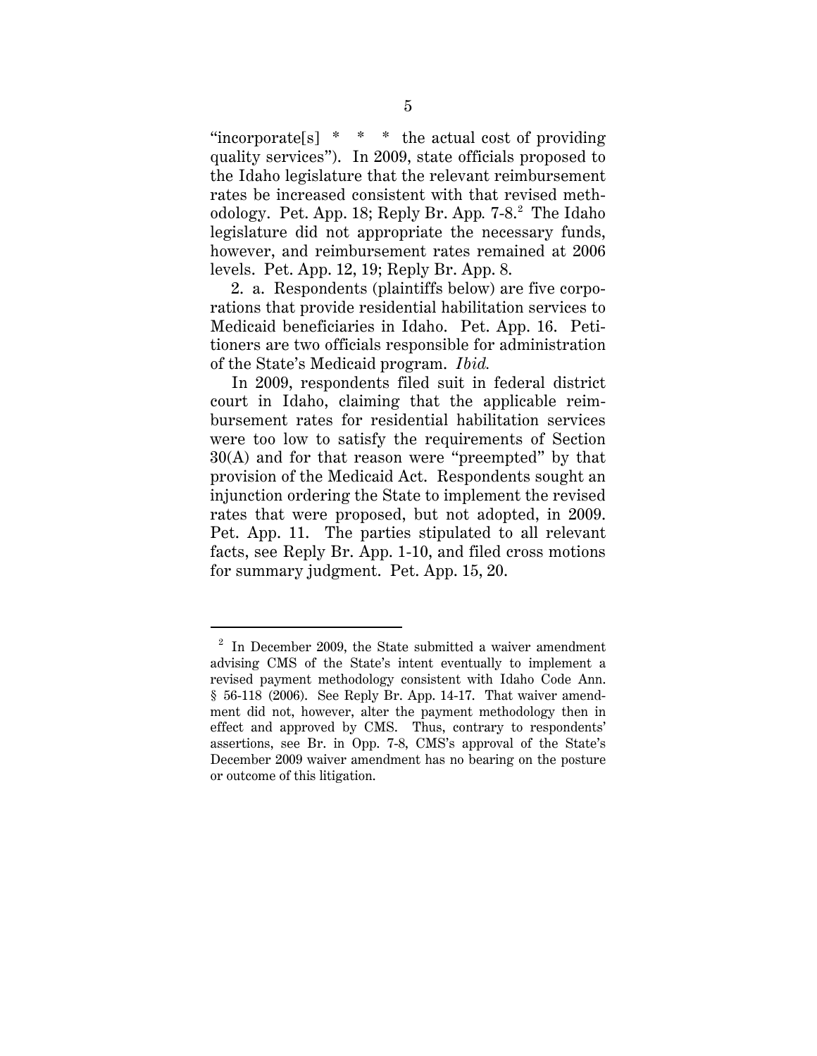"incorporate[s] * * * the actual cost of providing quality services"). In 2009, state officials proposed to the Idaho legislature that the relevant reimbursement rates be increased consistent with that revised methodology. Pet. App. 18; Reply Br. App. 7-8.[2] The Idaho legislature did not appropriate the necessary funds, however, and reimbursement rates remained at 2006 levels. Pet. App. 12, 19; Reply Br. App. 8.

2. a. Respondents (plaintiffs below) are five corporations that provide residential habilitation services to Medicaid beneficiaries in Idaho. Pet. App. 16. Petitioners are two officials responsible for administration of the State's Medicaid program. *Ibid.*

In 2009, respondents filed suit in federal district court in Idaho, claiming that the applicable reimbursement rates for residential habilitation services were too low to satisfy the requirements of Section 30(A) and for that reason were "preempted" by that provision of the Medicaid Act. Respondents sought an injunction ordering the State to implement the revised rates that were proposed, but not adopted, in 2009. Pet. App. 11. The parties stipulated to all relevant facts, see Reply Br. App. 1-10, and filed cross motions for summary judgment. Pet. App. 15, 20.

---

[2] In December 2009, the State submitted a waiver amendment advising CMS of the State's intent eventually to implement a revised payment methodology consistent with Idaho Code Ann. § 56-118 (2006). See Reply Br. App. 14-17. That waiver amendment did not, however, alter the payment methodology then in effect and approved by CMS. Thus, contrary to respondents' assertions, see Br. in Opp. 7-8, CMS's approval of the State's December 2009 waiver amendment has no bearing on the posture or outcome of this litigation.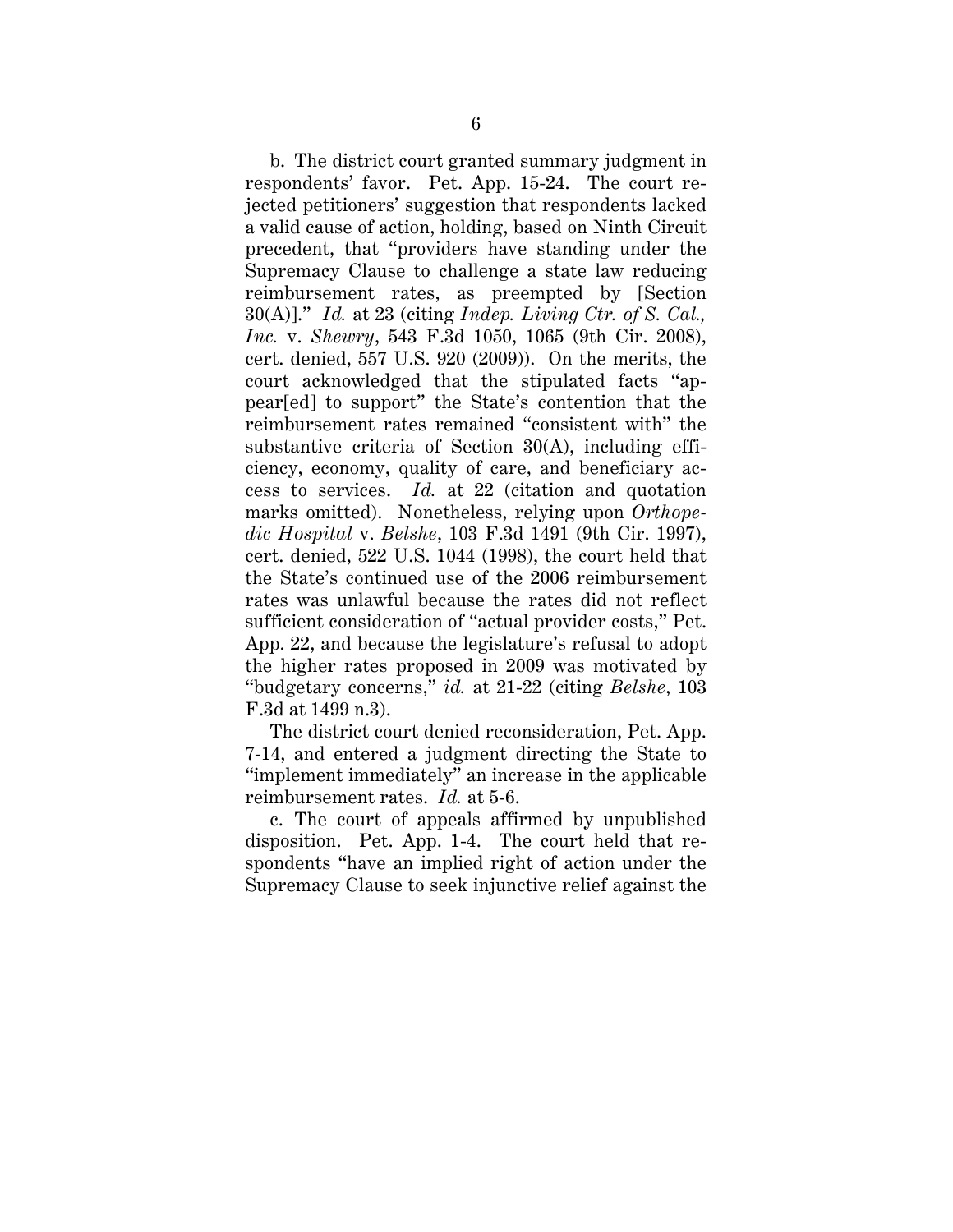b. The district court granted summary judgment in respondents' favor. Pet. App. 15-24. The court rejected petitioners' suggestion that respondents lacked a valid cause of action, holding, based on Ninth Circuit precedent, that "providers have standing under the Supremacy Clause to challenge a state law reducing reimbursement rates, as preempted by [Section 30(A)]." *Id.* at 23 (citing *Indep. Living Ctr. of S. Cal., Inc.* v. *Shewry*, 543 F.3d 1050, 1065 (9th Cir. 2008), cert. denied, 557 U.S. 920 (2009)). On the merits, the court acknowledged that the stipulated facts "appear[ed] to support" the State's contention that the reimbursement rates remained "consistent with" the substantive criteria of Section 30(A), including efficiency, economy, quality of care, and beneficiary access to services. *Id.* at 22 (citation and quotation marks omitted). Nonetheless, relying upon *Orthopedic Hospital* v. *Belshe*, 103 F.3d 1491 (9th Cir. 1997), cert. denied, 522 U.S. 1044 (1998), the court held that the State's continued use of the 2006 reimbursement rates was unlawful because the rates did not reflect sufficient consideration of "actual provider costs," Pet. App. 22, and because the legislature's refusal to adopt the higher rates proposed in 2009 was motivated by "budgetary concerns," *id.* at 21-22 (citing *Belshe*, 103 F.3d at 1499 n.3).

The district court denied reconsideration, Pet. App. 7-14, and entered a judgment directing the State to "implement immediately" an increase in the applicable reimbursement rates. *Id.* at 5-6.

c. The court of appeals affirmed by unpublished disposition. Pet. App. 1-4. The court held that respondents "have an implied right of action under the Supremacy Clause to seek injunctive relief against the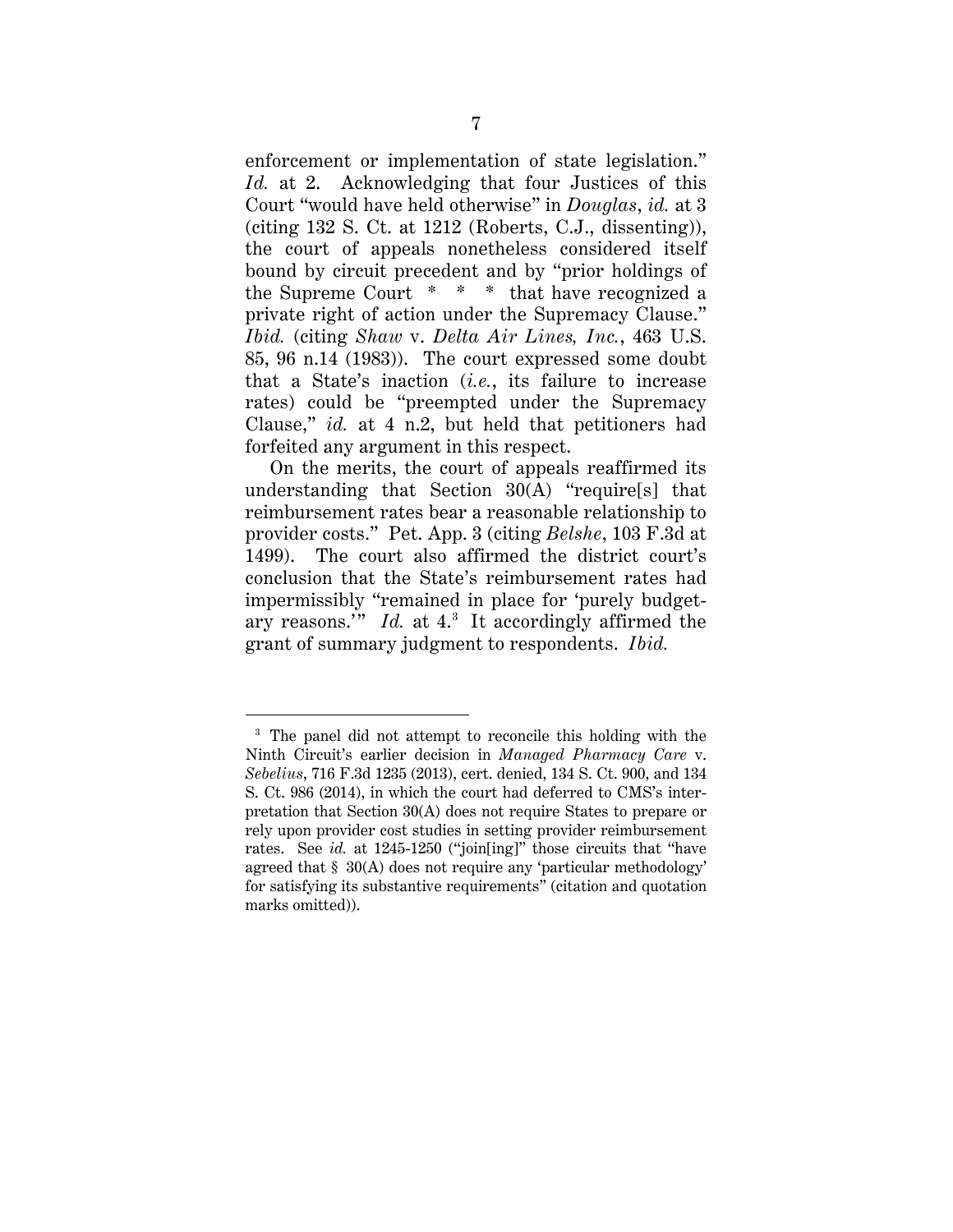enforcement or implementation of state legislation." *Id.* at 2. Acknowledging that four Justices of this Court "would have held otherwise" in *Douglas*, *id.* at 3 (citing 132 S. Ct. at 1212 (Roberts, C.J., dissenting)), the court of appeals nonetheless considered itself bound by circuit precedent and by "prior holdings of the Supreme Court * * * that have recognized a private right of action under the Supremacy Clause." *Ibid.* (citing *Shaw* v. *Delta Air Lines, Inc.*, 463 U.S. 85, 96 n.14 (1983)). The court expressed some doubt that a State's inaction (*i.e.*, its failure to increase rates) could be "preempted under the Supremacy Clause," *id.* at 4 n.2, but held that petitioners had forfeited any argument in this respect.

On the merits, the court of appeals reaffirmed its understanding that Section 30(A) "require[s] that reimbursement rates bear a reasonable relationship to provider costs." Pet. App. 3 (citing *Belshe*, 103 F.3d at 1499). The court also affirmed the district court's conclusion that the State's reimbursement rates had impermissibly "remained in place for 'purely budgetary reasons.'" *Id.* at 4.[3] It accordingly affirmed the grant of summary judgment to respondents. *Ibid.*

[3] The panel did not attempt to reconcile this holding with the Ninth Circuit's earlier decision in *Managed Pharmacy Care* v. *Sebelius*, 716 F.3d 1235 (2013), cert. denied, 134 S. Ct. 900, and 134 S. Ct. 986 (2014), in which the court had deferred to CMS's interpretation that Section 30(A) does not require States to prepare or rely upon provider cost studies in setting provider reimbursement rates. See *id.* at 1245-1250 ("join[ing]" those circuits that "have agreed that § 30(A) does not require any 'particular methodology' for satisfying its substantive requirements" (citation and quotation marks omitted)).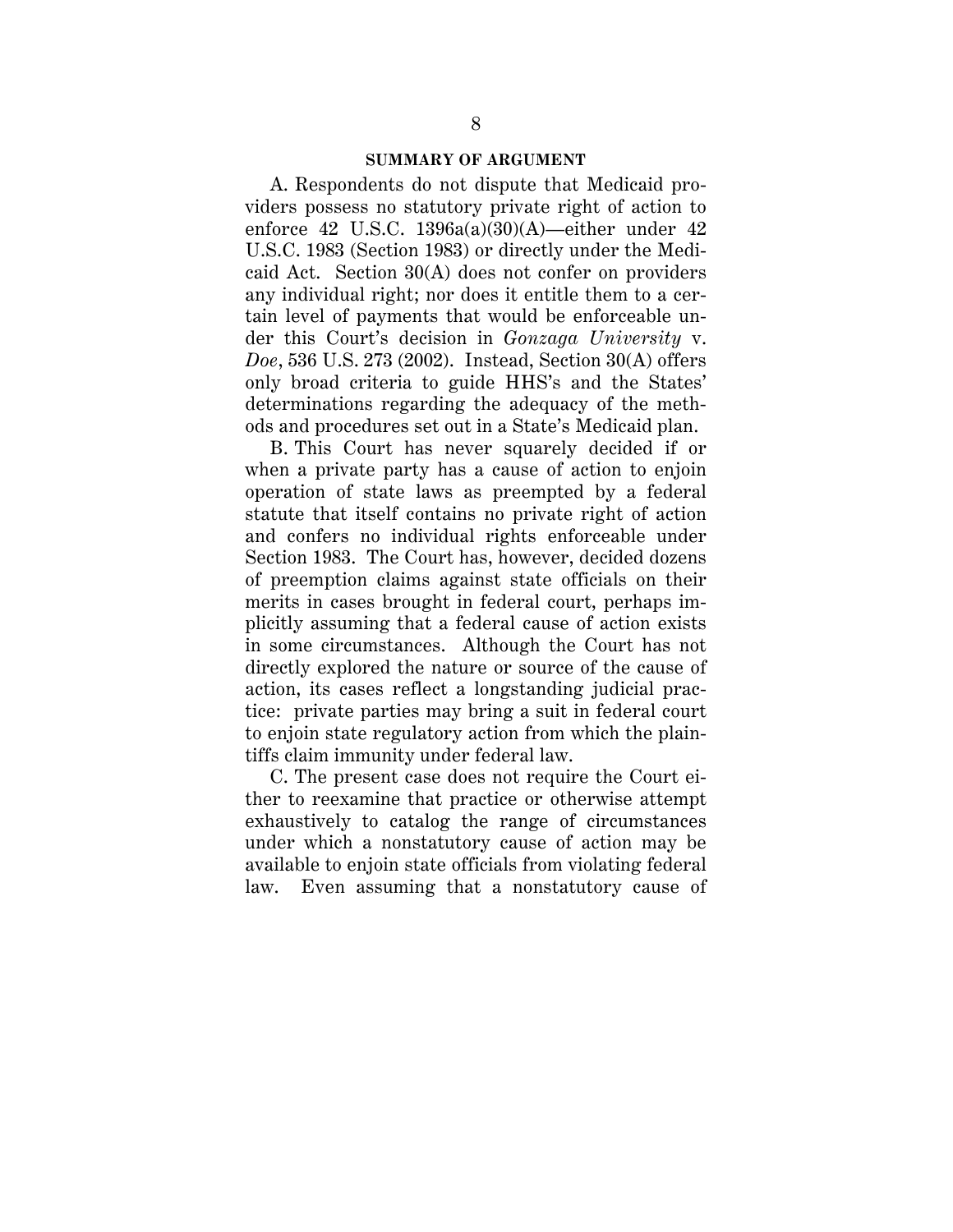## SUMMARY OF ARGUMENT

A. Respondents do not dispute that Medicaid providers possess no statutory private right of action to enforce 42 U.S.C. 1396a(a)(30)(A)—either under 42 U.S.C. 1983 (Section 1983) or directly under the Medicaid Act. Section 30(A) does not confer on providers any individual right; nor does it entitle them to a certain level of payments that would be enforceable under this Court's decision in *Gonzaga University* v. *Doe*, 536 U.S. 273 (2002). Instead, Section 30(A) offers only broad criteria to guide HHS's and the States' determinations regarding the adequacy of the methods and procedures set out in a State's Medicaid plan.

B. This Court has never squarely decided if or when a private party has a cause of action to enjoin operation of state laws as preempted by a federal statute that itself contains no private right of action and confers no individual rights enforceable under Section 1983. The Court has, however, decided dozens of preemption claims against state officials on their merits in cases brought in federal court, perhaps implicitly assuming that a federal cause of action exists in some circumstances. Although the Court has not directly explored the nature or source of the cause of action, its cases reflect a longstanding judicial practice: private parties may bring a suit in federal court to enjoin state regulatory action from which the plaintiffs claim immunity under federal law.

C. The present case does not require the Court either to reexamine that practice or otherwise attempt exhaustively to catalog the range of circumstances under which a nonstatutory cause of action may be available to enjoin state officials from violating federal law. Even assuming that a nonstatutory cause of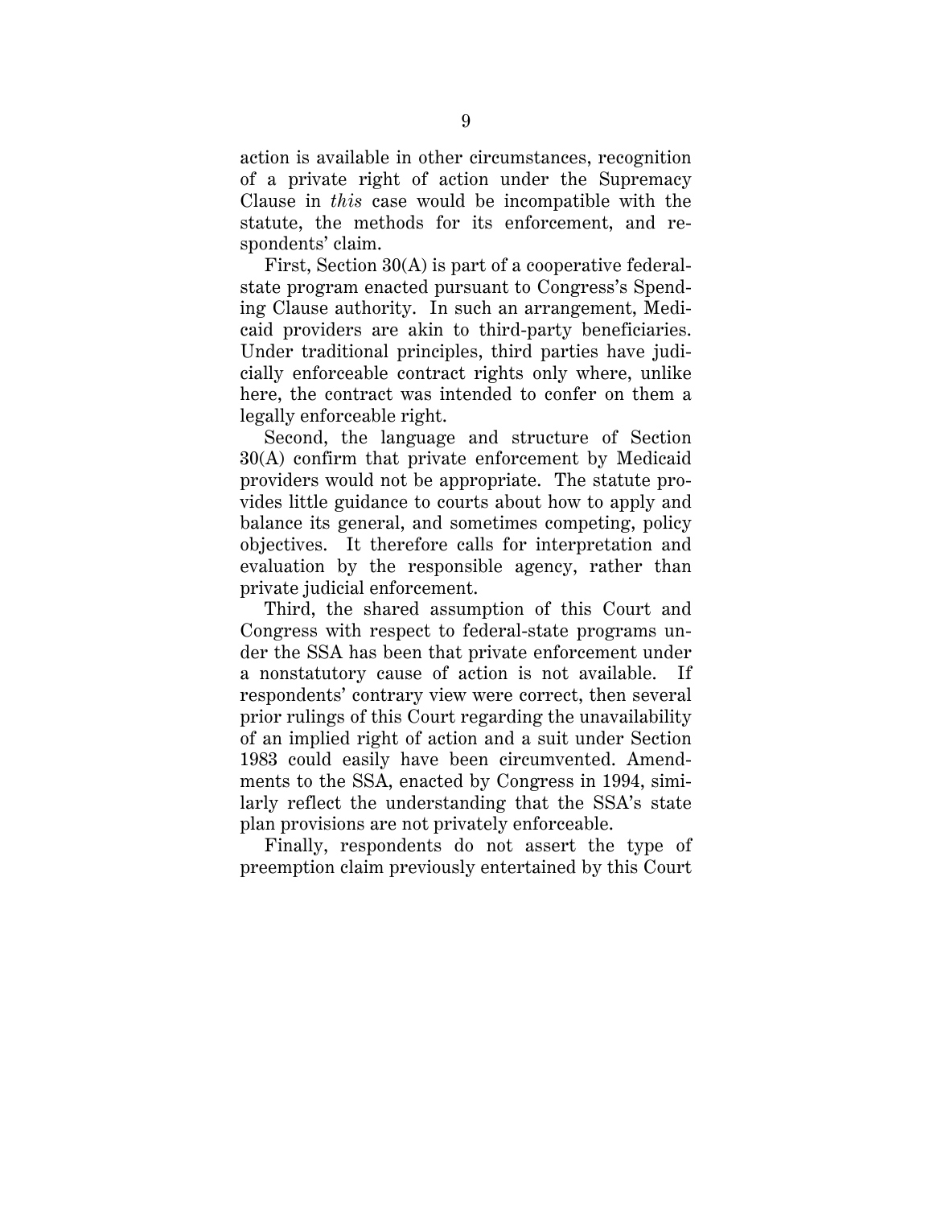action is available in other circumstances, recognition of a private right of action under the Supremacy Clause in *this* case would be incompatible with the statute, the methods for its enforcement, and respondents' claim.

First, Section 30(A) is part of a cooperative federal-state program enacted pursuant to Congress's Spending Clause authority. In such an arrangement, Medicaid providers are akin to third-party beneficiaries. Under traditional principles, third parties have judicially enforceable contract rights only where, unlike here, the contract was intended to confer on them a legally enforceable right.

Second, the language and structure of Section 30(A) confirm that private enforcement by Medicaid providers would not be appropriate. The statute provides little guidance to courts about how to apply and balance its general, and sometimes competing, policy objectives. It therefore calls for interpretation and evaluation by the responsible agency, rather than private judicial enforcement.

Third, the shared assumption of this Court and Congress with respect to federal-state programs under the SSA has been that private enforcement under a nonstatutory cause of action is not available. If respondents' contrary view were correct, then several prior rulings of this Court regarding the unavailability of an implied right of action and a suit under Section 1983 could easily have been circumvented. Amendments to the SSA, enacted by Congress in 1994, similarly reflect the understanding that the SSA's state plan provisions are not privately enforceable.

Finally, respondents do not assert the type of preemption claim previously entertained by this Court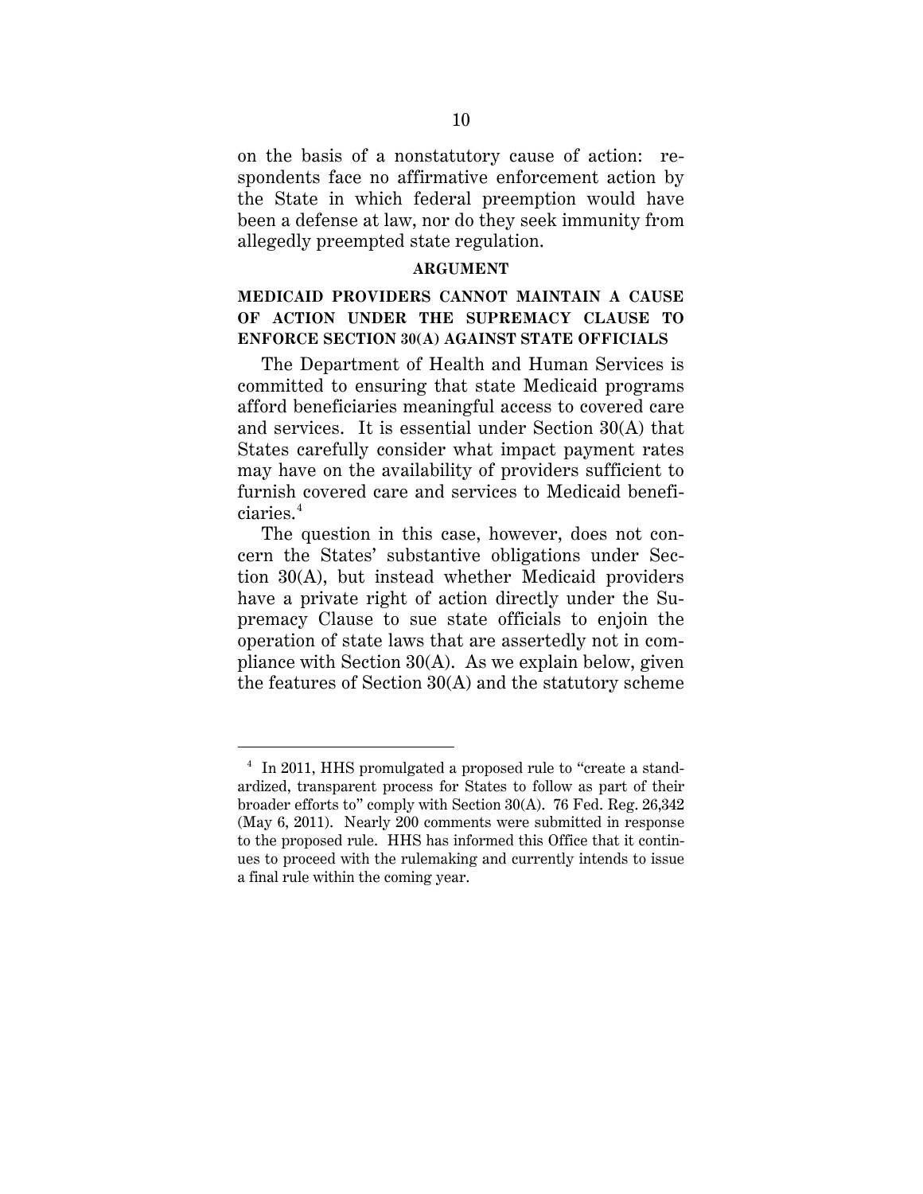on the basis of a nonstatutory cause of action: respondents face no affirmative enforcement action by the State in which federal preemption would have been a defense at law, nor do they seek immunity from allegedly preempted state regulation.

## ARGUMENT

### MEDICAID PROVIDERS CANNOT MAINTAIN A CAUSE OF ACTION UNDER THE SUPREMACY CLAUSE TO ENFORCE SECTION 30(A) AGAINST STATE OFFICIALS

The Department of Health and Human Services is committed to ensuring that state Medicaid programs afford beneficiaries meaningful access to covered care and services. It is essential under Section 30(A) that States carefully consider what impact payment rates may have on the availability of providers sufficient to furnish covered care and services to Medicaid beneficiaries.[4]

The question in this case, however, does not concern the States' substantive obligations under Section 30(A), but instead whether Medicaid providers have a private right of action directly under the Supremacy Clause to sue state officials to enjoin the operation of state laws that are assertedly not in compliance with Section 30(A). As we explain below, given the features of Section 30(A) and the statutory scheme

[4] In 2011, HHS promulgated a proposed rule to "create a standardized, transparent process for States to follow as part of their broader efforts to" comply with Section 30(A). 76 Fed. Reg. 26,342 (May 6, 2011). Nearly 200 comments were submitted in response to the proposed rule. HHS has informed this Office that it continues to proceed with the rulemaking and currently intends to issue a final rule within the coming year.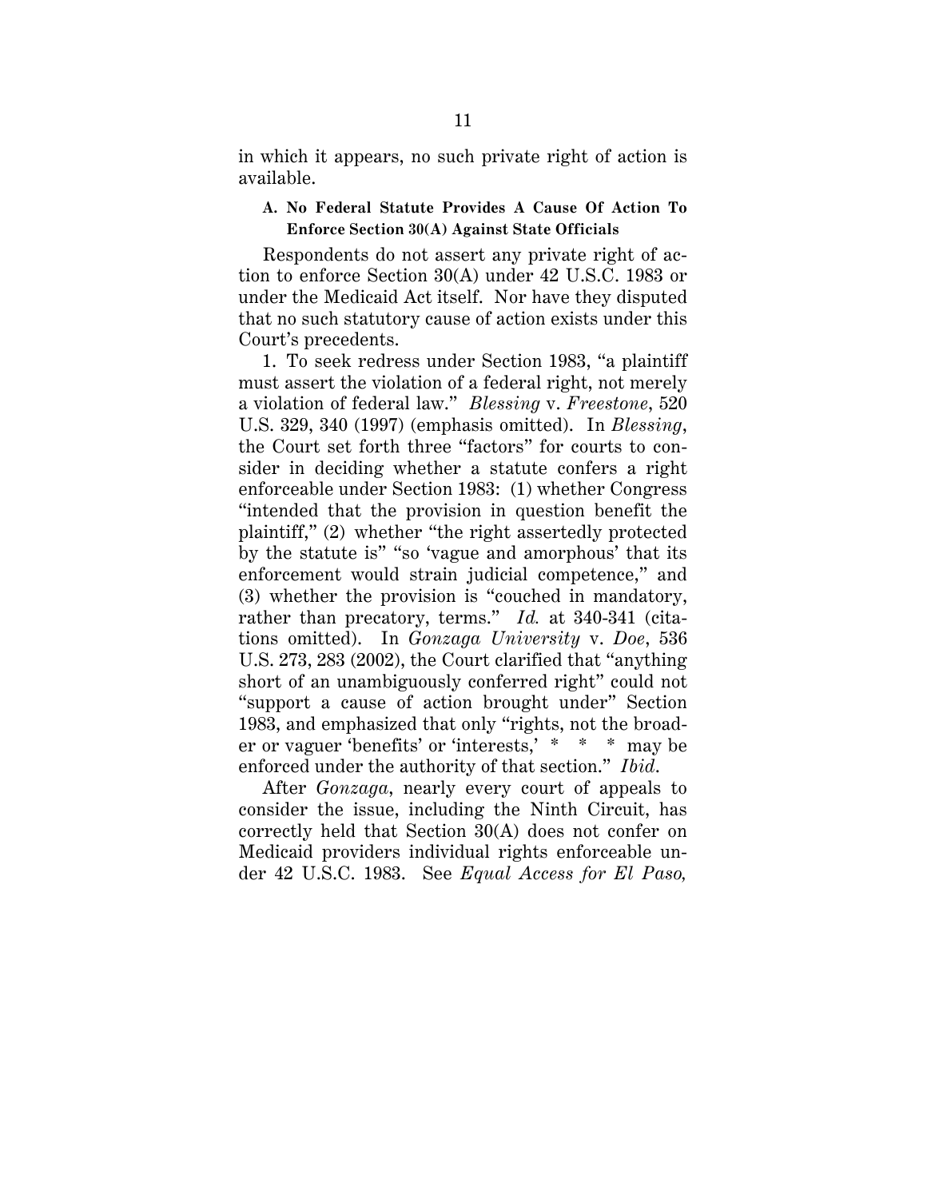in which it appears, no such private right of action is available.

### A. No Federal Statute Provides A Cause Of Action To Enforce Section 30(A) Against State Officials

Respondents do not assert any private right of action to enforce Section 30(A) under 42 U.S.C. 1983 or under the Medicaid Act itself. Nor have they disputed that no such statutory cause of action exists under this Court's precedents.

1. To seek redress under Section 1983, "a plaintiff must assert the violation of a federal right, not merely a violation of federal law." *Blessing* v. *Freestone*, 520 U.S. 329, 340 (1997) (emphasis omitted). In *Blessing*, the Court set forth three "factors" for courts to consider in deciding whether a statute confers a right enforceable under Section 1983: (1) whether Congress "intended that the provision in question benefit the plaintiff," (2) whether "the right assertedly protected by the statute is" "so 'vague and amorphous' that its enforcement would strain judicial competence," and (3) whether the provision is "couched in mandatory, rather than precatory, terms." *Id.* at 340-341 (citations omitted). In *Gonzaga University* v. *Doe*, 536 U.S. 273, 283 (2002), the Court clarified that "anything short of an unambiguously conferred right" could not "support a cause of action brought under" Section 1983, and emphasized that only "rights, not the broader or vaguer 'benefits' or 'interests,' * * * may be enforced under the authority of that section." *Ibid.*

After *Gonzaga*, nearly every court of appeals to consider the issue, including the Ninth Circuit, has correctly held that Section 30(A) does not confer on Medicaid providers individual rights enforceable under 42 U.S.C. 1983. See *Equal Access for El Paso,*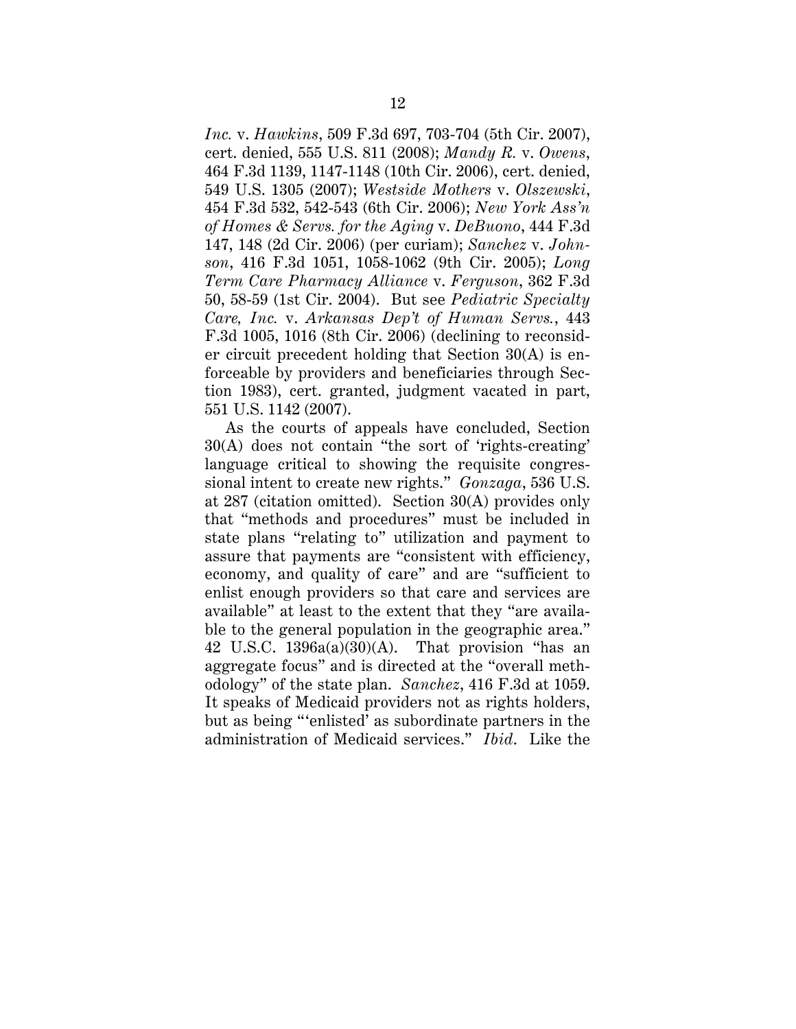*Inc.* v. *Hawkins*, 509 F.3d 697, 703-704 (5th Cir. 2007), cert. denied, 555 U.S. 811 (2008); *Mandy R.* v. *Owens*, 464 F.3d 1139, 1147-1148 (10th Cir. 2006), cert. denied, 549 U.S. 1305 (2007); *Westside Mothers* v. *Olszewski*, 454 F.3d 532, 542-543 (6th Cir. 2006); *New York Ass'n of Homes & Servs. for the Aging* v. *DeBuono*, 444 F.3d 147, 148 (2d Cir. 2006) (per curiam); *Sanchez* v. *Johnson*, 416 F.3d 1051, 1058-1062 (9th Cir. 2005); *Long Term Care Pharmacy Alliance* v. *Ferguson*, 362 F.3d 50, 58-59 (1st Cir. 2004). But see *Pediatric Specialty Care, Inc.* v. *Arkansas Dep't of Human Servs.*, 443 F.3d 1005, 1016 (8th Cir. 2006) (declining to reconsider circuit precedent holding that Section 30(A) is enforceable by providers and beneficiaries through Section 1983), cert. granted, judgment vacated in part, 551 U.S. 1142 (2007).

As the courts of appeals have concluded, Section 30(A) does not contain "the sort of 'rights-creating' language critical to showing the requisite congressional intent to create new rights." *Gonzaga*, 536 U.S. at 287 (citation omitted). Section 30(A) provides only that "methods and procedures" must be included in state plans "relating to" utilization and payment to assure that payments are "consistent with efficiency, economy, and quality of care" and are "sufficient to enlist enough providers so that care and services are available" at least to the extent that they "are available to the general population in the geographic area." 42 U.S.C. 1396a(a)(30)(A). That provision "has an aggregate focus" and is directed at the "overall methodology" of the state plan. *Sanchez*, 416 F.3d at 1059. It speaks of Medicaid providers not as rights holders, but as being "'enlisted' as subordinate partners in the administration of Medicaid services." *Ibid*. Like the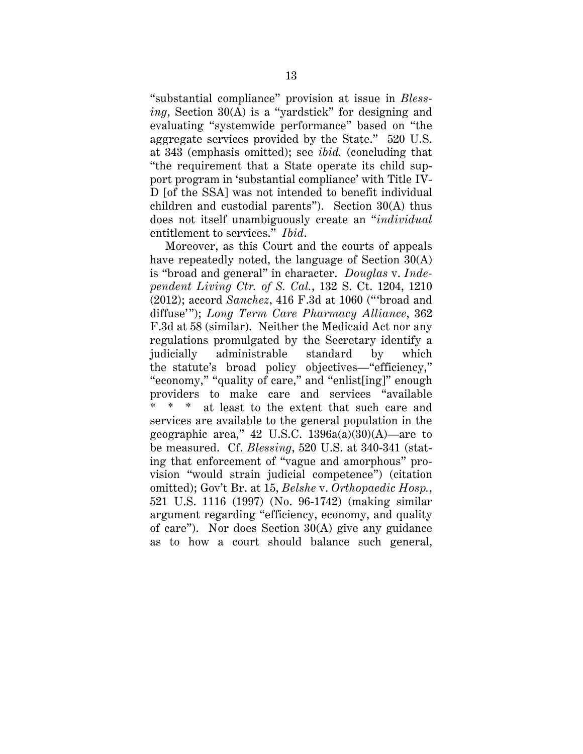"substantial compliance" provision at issue in *Blessing*, Section 30(A) is a "yardstick" for designing and evaluating "systemwide performance" based on "the aggregate services provided by the State." 520 U.S. at 343 (emphasis omitted); see *ibid.* (concluding that "the requirement that a State operate its child support program in 'substantial compliance' with Title IV-D [of the SSA] was not intended to benefit individual children and custodial parents"). Section 30(A) thus does not itself unambiguously create an "*individual* entitlement to services." *Ibid.*

Moreover, as this Court and the courts of appeals have repeatedly noted, the language of Section 30(A) is "broad and general" in character. *Douglas* v. *Independent Living Ctr. of S. Cal.*, 132 S. Ct. 1204, 1210 (2012); accord *Sanchez*, 416 F.3d at 1060 ("'broad and diffuse'"); *Long Term Care Pharmacy Alliance*, 362 F.3d at 58 (similar). Neither the Medicaid Act nor any regulations promulgated by the Secretary identify a judicially administrable standard by which the statute's broad policy objectives—"efficiency," "economy," "quality of care," and "enlist[ing]" enough providers to make care and services "available * * * at least to the extent that such care and services are available to the general population in the geographic area," 42 U.S.C. 1396a(a)(30)(A)—are to be measured. Cf. *Blessing*, 520 U.S. at 340-341 (stating that enforcement of "vague and amorphous" provision "would strain judicial competence") (citation omitted); Gov't Br. at 15, *Belshe* v. *Orthopaedic Hosp.*, 521 U.S. 1116 (1997) (No. 96-1742) (making similar argument regarding "efficiency, economy, and quality of care"). Nor does Section 30(A) give any guidance as to how a court should balance such general,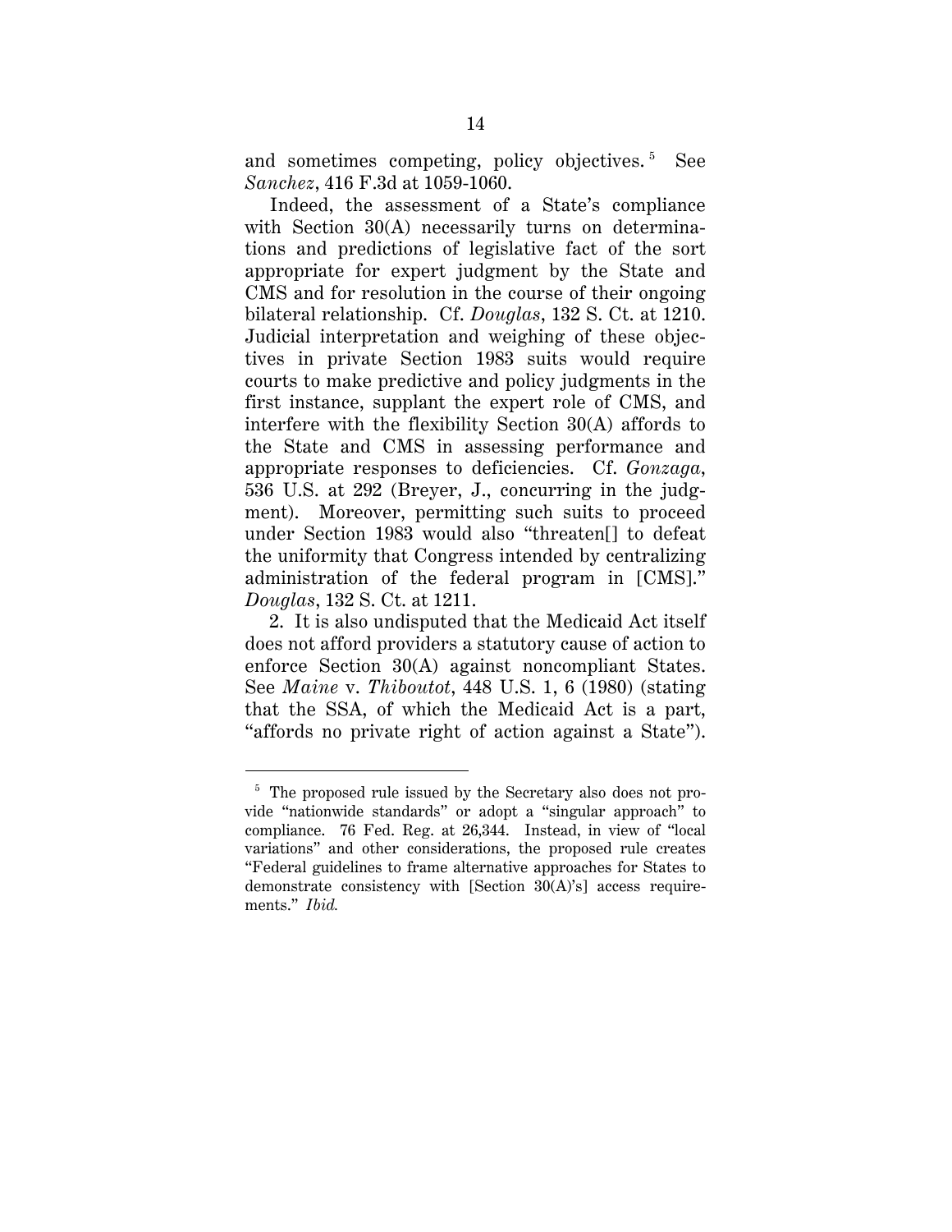and sometimes competing, policy objectives.[5] See *Sanchez*, 416 F.3d at 1059-1060.

Indeed, the assessment of a State's compliance with Section 30(A) necessarily turns on determinations and predictions of legislative fact of the sort appropriate for expert judgment by the State and CMS and for resolution in the course of their ongoing bilateral relationship. Cf. *Douglas*, 132 S. Ct. at 1210. Judicial interpretation and weighing of these objectives in private Section 1983 suits would require courts to make predictive and policy judgments in the first instance, supplant the expert role of CMS, and interfere with the flexibility Section 30(A) affords to the State and CMS in assessing performance and appropriate responses to deficiencies. Cf. *Gonzaga*, 536 U.S. at 292 (Breyer, J., concurring in the judgment). Moreover, permitting such suits to proceed under Section 1983 would also "threaten[] to defeat the uniformity that Congress intended by centralizing administration of the federal program in [CMS]." *Douglas*, 132 S. Ct. at 1211.

2. It is also undisputed that the Medicaid Act itself does not afford providers a statutory cause of action to enforce Section 30(A) against noncompliant States. See *Maine* v. *Thiboutot*, 448 U.S. 1, 6 (1980) (stating that the SSA, of which the Medicaid Act is a part, "affords no private right of action against a State").

---

[5] The proposed rule issued by the Secretary also does not provide "nationwide standards" or adopt a "singular approach" to compliance. 76 Fed. Reg. at 26,344. Instead, in view of "local variations" and other considerations, the proposed rule creates "Federal guidelines to frame alternative approaches for States to demonstrate consistency with [Section 30(A)'s] access requirements." *Ibid.*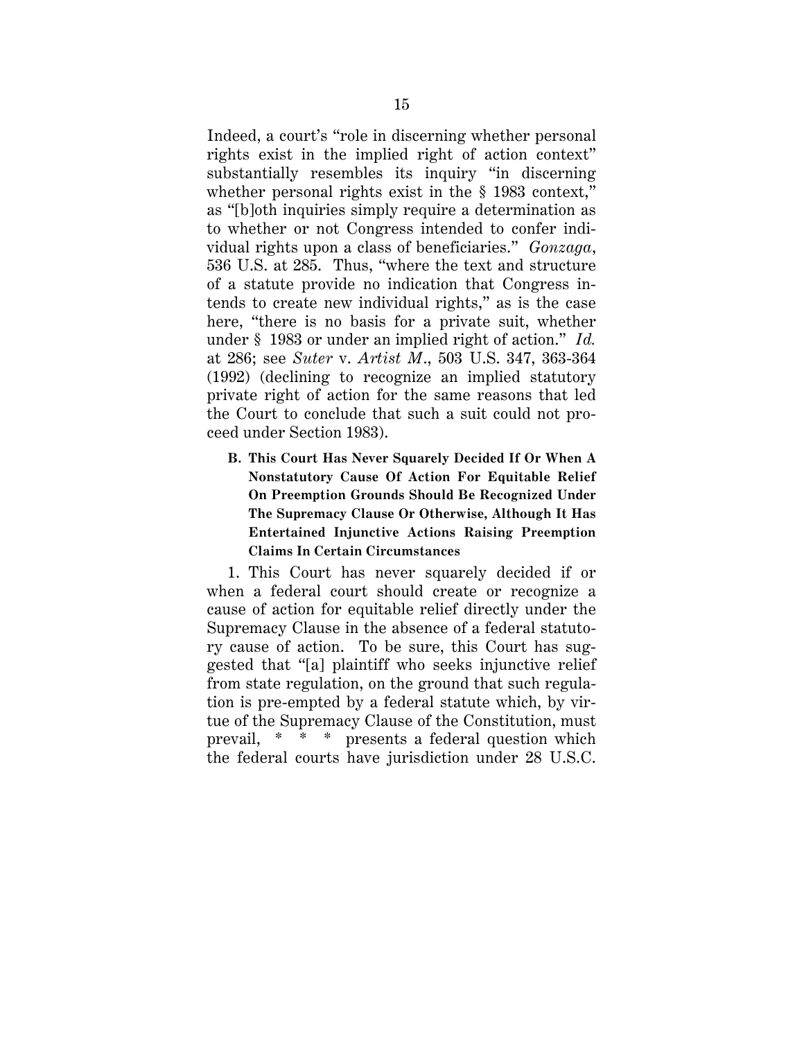Indeed, a court's "role in discerning whether personal rights exist in the implied right of action context" substantially resembles its inquiry "in discerning whether personal rights exist in the § 1983 context," as "[b]oth inquiries simply require a determination as to whether or not Congress intended to confer individual rights upon a class of beneficiaries." *Gonzaga*, 536 U.S. at 285. Thus, "where the text and structure of a statute provide no indication that Congress intends to create new individual rights," as is the case here, "there is no basis for a private suit, whether under § 1983 or under an implied right of action." *Id.* at 286; see *Suter* v. *Artist M*., 503 U.S. 347, 363-364 (1992) (declining to recognize an implied statutory private right of action for the same reasons that led the Court to conclude that such a suit could not proceed under Section 1983).

**B. This Court Has Never Squarely Decided If Or When A Nonstatutory Cause Of Action For Equitable Relief On Preemption Grounds Should Be Recognized Under The Supremacy Clause Or Otherwise, Although It Has Entertained Injunctive Actions Raising Preemption Claims In Certain Circumstances**

1. This Court has never squarely decided if or when a federal court should create or recognize a cause of action for equitable relief directly under the Supremacy Clause in the absence of a federal statutory cause of action. To be sure, this Court has suggested that "[a] plaintiff who seeks injunctive relief from state regulation, on the ground that such regulation is pre-empted by a federal statute which, by virtue of the Supremacy Clause of the Constitution, must prevail, * * * presents a federal question which the federal courts have jurisdiction under 28 U.S.C.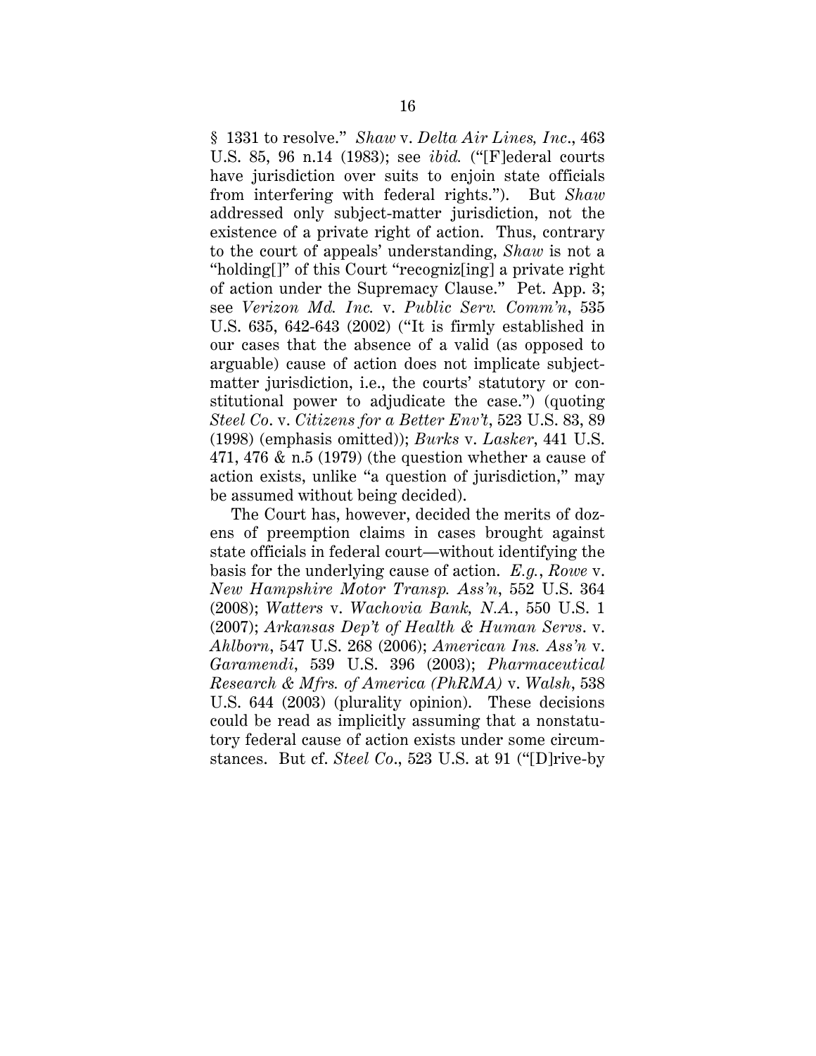§ 1331 to resolve." *Shaw* v. *Delta Air Lines, Inc*., 463 U.S. 85, 96 n.14 (1983); see *ibid.* ("[F]ederal courts have jurisdiction over suits to enjoin state officials from interfering with federal rights."). But *Shaw* addressed only subject-matter jurisdiction, not the existence of a private right of action. Thus, contrary to the court of appeals' understanding, *Shaw* is not a "holding[]" of this Court "recogniz[ing] a private right of action under the Supremacy Clause." Pet. App. 3; see *Verizon Md. Inc.* v. *Public Serv. Comm'n*, 535 U.S. 635, 642-643 (2002) ("It is firmly established in our cases that the absence of a valid (as opposed to arguable) cause of action does not implicate subject-matter jurisdiction, i.e., the courts' statutory or constitutional power to adjudicate the case.") (quoting *Steel Co*. v. *Citizens for a Better Env't*, 523 U.S. 83, 89 (1998) (emphasis omitted)); *Burks* v. *Lasker*, 441 U.S. 471, 476 & n.5 (1979) (the question whether a cause of action exists, unlike "a question of jurisdiction," may be assumed without being decided).

The Court has, however, decided the merits of dozens of preemption claims in cases brought against state officials in federal court—without identifying the basis for the underlying cause of action. *E.g.*, *Rowe* v. *New Hampshire Motor Transp. Ass'n*, 552 U.S. 364 (2008); *Watters* v. *Wachovia Bank, N.A.*, 550 U.S. 1 (2007); *Arkansas Dep't of Health & Human Servs*. v. *Ahlborn*, 547 U.S. 268 (2006); *American Ins. Ass'n* v. *Garamendi*, 539 U.S. 396 (2003); *Pharmaceutical Research & Mfrs. of America (PhRMA)* v. *Walsh*, 538 U.S. 644 (2003) (plurality opinion). These decisions could be read as implicitly assuming that a nonstatutory federal cause of action exists under some circumstances. But cf. *Steel Co*., 523 U.S. at 91 ("[D]rive-by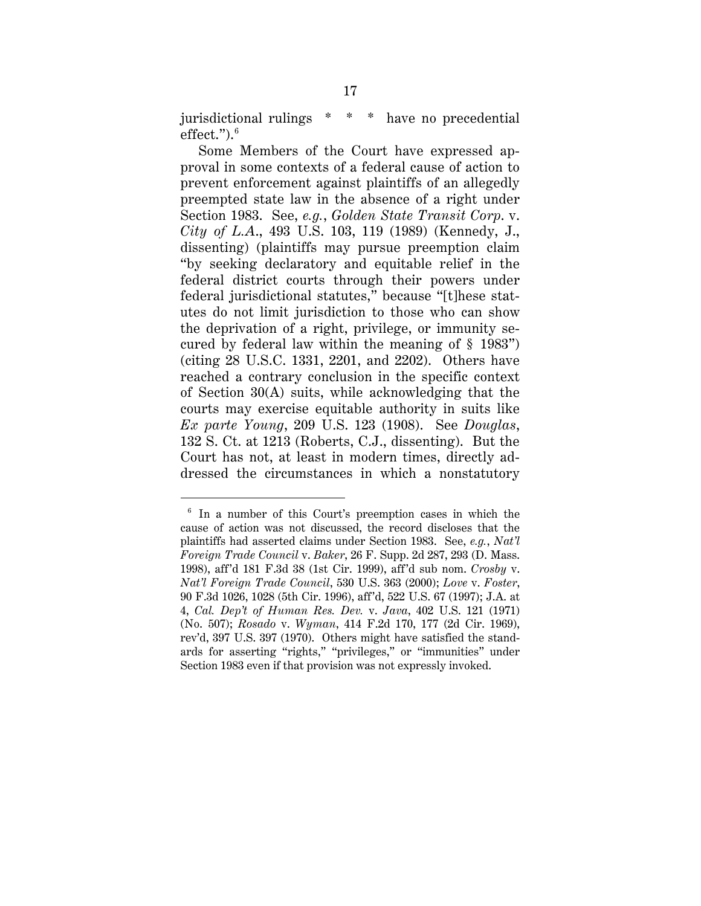jurisdictional rulings * * * have no precedential effect.").[6]

Some Members of the Court have expressed approval in some contexts of a federal cause of action to prevent enforcement against plaintiffs of an allegedly preempted state law in the absence of a right under Section 1983. See, *e.g.*, *Golden State Transit Corp.* v. *City of L.A.*, 493 U.S. 103, 119 (1989) (Kennedy, J., dissenting) (plaintiffs may pursue preemption claim "by seeking declaratory and equitable relief in the federal district courts through their powers under federal jurisdictional statutes," because "[t]hese statutes do not limit jurisdiction to those who can show the deprivation of a right, privilege, or immunity secured by federal law within the meaning of § 1983") (citing 28 U.S.C. 1331, 2201, and 2202). Others have reached a contrary conclusion in the specific context of Section 30(A) suits, while acknowledging that the courts may exercise equitable authority in suits like *Ex parte Young*, 209 U.S. 123 (1908). See *Douglas*, 132 S. Ct. at 1213 (Roberts, C.J., dissenting). But the Court has not, at least in modern times, directly addressed the circumstances in which a nonstatutory

---

[6] In a number of this Court's preemption cases in which the cause of action was not discussed, the record discloses that the plaintiffs had asserted claims under Section 1983. See, *e.g.*, *Nat'l Foreign Trade Council* v. *Baker*, 26 F. Supp. 2d 287, 293 (D. Mass. 1998), aff'd 181 F.3d 38 (1st Cir. 1999), aff'd sub nom. *Crosby* v. *Nat'l Foreign Trade Council*, 530 U.S. 363 (2000); *Love* v. *Foster*, 90 F.3d 1026, 1028 (5th Cir. 1996), aff'd, 522 U.S. 67 (1997); J.A. at 4, *Cal. Dep't of Human Res. Dev.* v. *Java*, 402 U.S. 121 (1971) (No. 507); *Rosado* v. *Wyman*, 414 F.2d 170, 177 (2d Cir. 1969), rev'd, 397 U.S. 397 (1970). Others might have satisfied the standards for asserting "rights," "privileges," or "immunities" under Section 1983 even if that provision was not expressly invoked.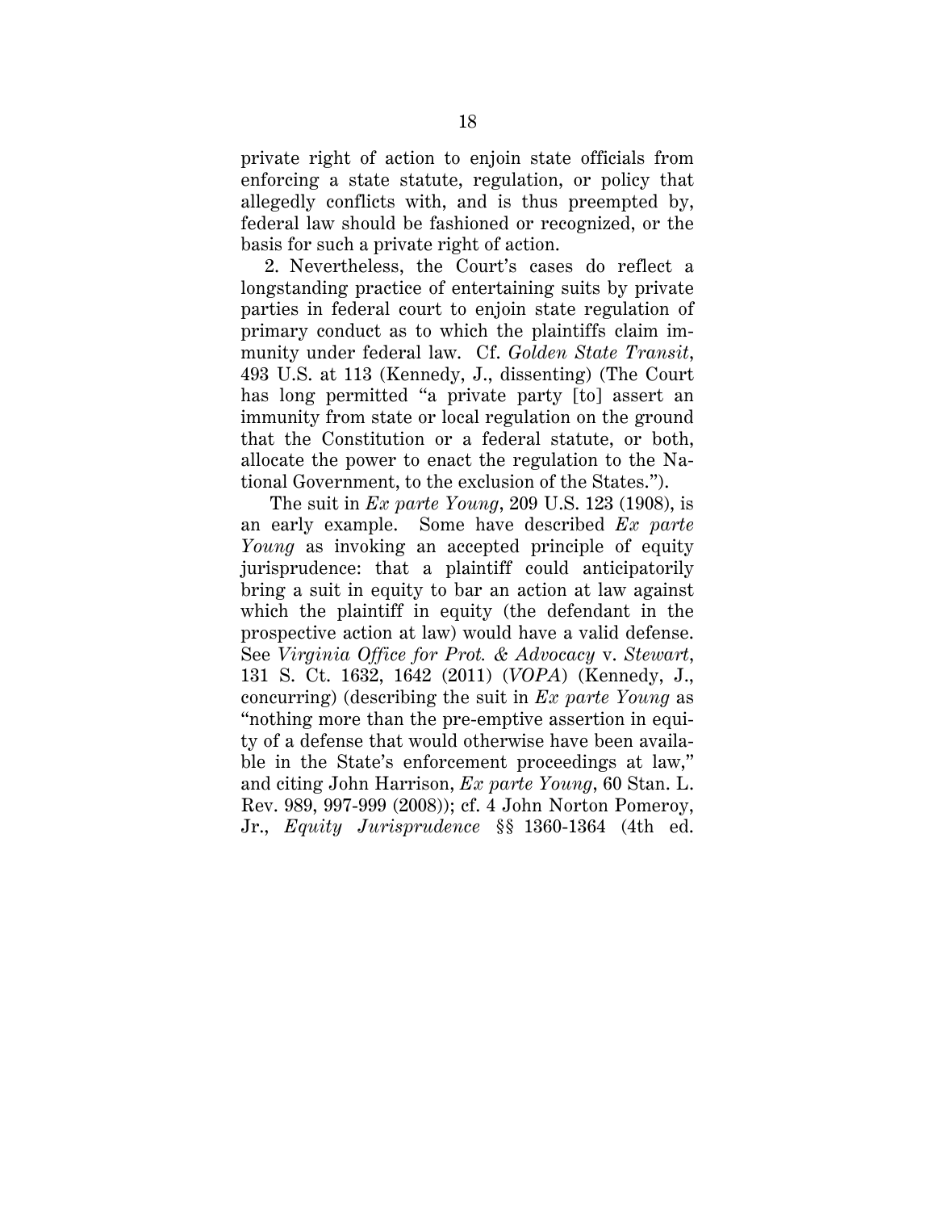private right of action to enjoin state officials from enforcing a state statute, regulation, or policy that allegedly conflicts with, and is thus preempted by, federal law should be fashioned or recognized, or the basis for such a private right of action.

2. Nevertheless, the Court's cases do reflect a longstanding practice of entertaining suits by private parties in federal court to enjoin state regulation of primary conduct as to which the plaintiffs claim immunity under federal law. Cf. *Golden State Transit*, 493 U.S. at 113 (Kennedy, J., dissenting) (The Court has long permitted "a private party [to] assert an immunity from state or local regulation on the ground that the Constitution or a federal statute, or both, allocate the power to enact the regulation to the National Government, to the exclusion of the States.").

The suit in *Ex parte Young*, 209 U.S. 123 (1908), is an early example. Some have described *Ex parte Young* as invoking an accepted principle of equity jurisprudence: that a plaintiff could anticipatorily bring a suit in equity to bar an action at law against which the plaintiff in equity (the defendant in the prospective action at law) would have a valid defense. See *Virginia Office for Prot. & Advocacy* v. *Stewart*, 131 S. Ct. 1632, 1642 (2011) (*VOPA*) (Kennedy, J., concurring) (describing the suit in *Ex parte Young* as "nothing more than the pre-emptive assertion in equity of a defense that would otherwise have been available in the State's enforcement proceedings at law," and citing John Harrison, *Ex parte Young*, 60 Stan. L. Rev. 989, 997-999 (2008)); cf. 4 John Norton Pomeroy, Jr., *Equity Jurisprudence* §§ 1360-1364 (4th ed.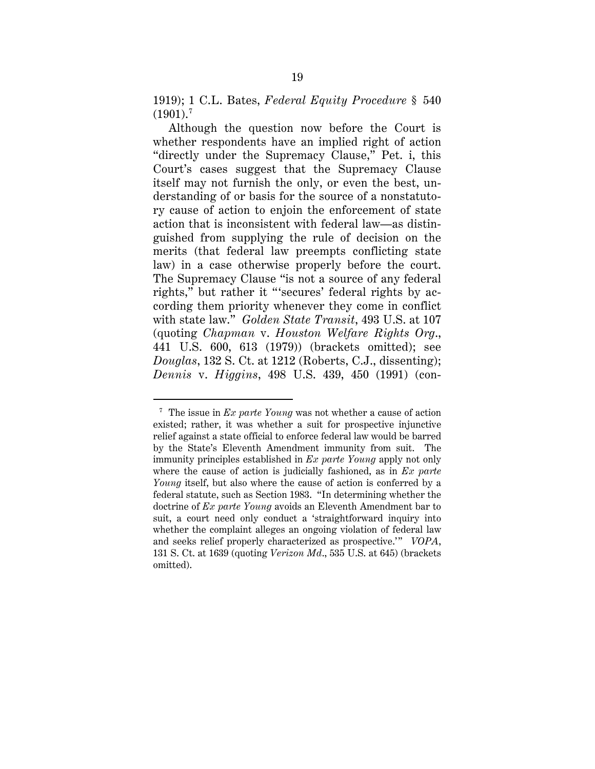1919); 1 C.L. Bates, *Federal Equity Procedure* § 540 (1901).[7]

Although the question now before the Court is whether respondents have an implied right of action "directly under the Supremacy Clause," Pet. i, this Court's cases suggest that the Supremacy Clause itself may not furnish the only, or even the best, understanding of or basis for the source of a nonstatutory cause of action to enjoin the enforcement of state action that is inconsistent with federal law—as distinguished from supplying the rule of decision on the merits (that federal law preempts conflicting state law) in a case otherwise properly before the court. The Supremacy Clause "is not a source of any federal rights," but rather it "'secures' federal rights by according them priority whenever they come in conflict with state law." *Golden State Transit*, 493 U.S. at 107 (quoting *Chapman* v. *Houston Welfare Rights Org.*, 441 U.S. 600, 613 (1979)) (brackets omitted); see *Douglas*, 132 S. Ct. at 1212 (Roberts, C.J., dissenting); *Dennis* v. *Higgins*, 498 U.S. 439, 450 (1991) (con-

---

[7] The issue in *Ex parte Young* was not whether a cause of action existed; rather, it was whether a suit for prospective injunctive relief against a state official to enforce federal law would be barred by the State's Eleventh Amendment immunity from suit. The immunity principles established in *Ex parte Young* apply not only where the cause of action is judicially fashioned, as in *Ex parte Young* itself, but also where the cause of action is conferred by a federal statute, such as Section 1983. "In determining whether the doctrine of *Ex parte Young* avoids an Eleventh Amendment bar to suit, a court need only conduct a 'straightforward inquiry into whether the complaint alleges an ongoing violation of federal law and seeks relief properly characterized as prospective.'" *VOPA*, 131 S. Ct. at 1639 (quoting *Verizon Md.*, 535 U.S. at 645) (brackets omitted).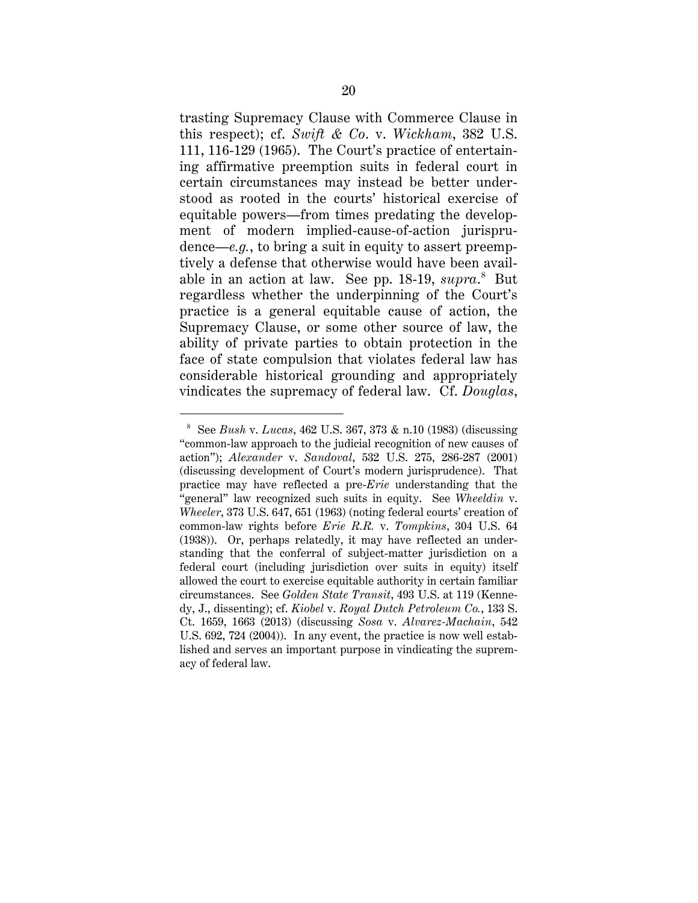trasting Supremacy Clause with Commerce Clause in this respect); cf. *Swift & Co.* v. *Wickham*, 382 U.S. 111, 116-129 (1965). The Court's practice of entertaining affirmative preemption suits in federal court in certain circumstances may instead be better understood as rooted in the courts' historical exercise of equitable powers—from times predating the development of modern implied-cause-of-action jurisprudence—*e.g.*, to bring a suit in equity to assert preemptively a defense that otherwise would have been available in an action at law. See pp. 18-19, *supra*.[8] But regardless whether the underpinning of the Court's practice is a general equitable cause of action, the Supremacy Clause, or some other source of law, the ability of private parties to obtain protection in the face of state compulsion that violates federal law has considerable historical grounding and appropriately vindicates the supremacy of federal law. Cf. *Douglas*,

---

[8] See *Bush* v. *Lucas*, 462 U.S. 367, 373 & n.10 (1983) (discussing "common-law approach to the judicial recognition of new causes of action"); *Alexander* v. *Sandoval*, 532 U.S. 275, 286-287 (2001) (discussing development of Court's modern jurisprudence). That practice may have reflected a pre-*Erie* understanding that the "general" law recognized such suits in equity. See *Wheeldin* v. *Wheeler*, 373 U.S. 647, 651 (1963) (noting federal courts' creation of common-law rights before *Erie R.R.* v. *Tompkins*, 304 U.S. 64 (1938)). Or, perhaps relatedly, it may have reflected an understanding that the conferral of subject-matter jurisdiction on a federal court (including jurisdiction over suits in equity) itself allowed the court to exercise equitable authority in certain familiar circumstances. See *Golden State Transit*, 493 U.S. at 119 (Kennedy, J., dissenting); cf. *Kiobel* v. *Royal Dutch Petroleum Co.*, 133 S. Ct. 1659, 1663 (2013) (discussing *Sosa* v. *Alvarez-Machain*, 542 U.S. 692, 724 (2004)). In any event, the practice is now well established and serves an important purpose in vindicating the supremacy of federal law.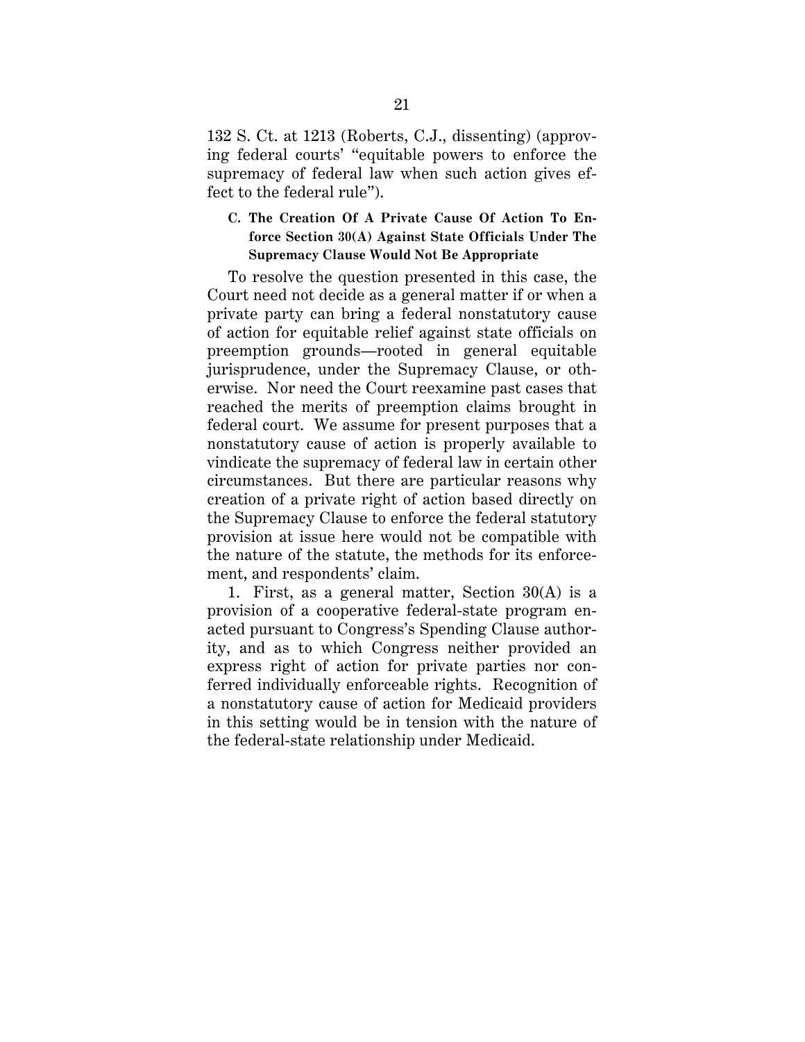132 S. Ct. at 1213 (Roberts, C.J., dissenting) (approving federal courts' "equitable powers to enforce the supremacy of federal law when such action gives effect to the federal rule").

### C. The Creation Of A Private Cause Of Action To Enforce Section 30(A) Against State Officials Under The Supremacy Clause Would Not Be Appropriate

To resolve the question presented in this case, the Court need not decide as a general matter if or when a private party can bring a federal nonstatutory cause of action for equitable relief against state officials on preemption grounds—rooted in general equitable jurisprudence, under the Supremacy Clause, or otherwise. Nor need the Court reexamine past cases that reached the merits of preemption claims brought in federal court. We assume for present purposes that a nonstatutory cause of action is properly available to vindicate the supremacy of federal law in certain other circumstances. But there are particular reasons why creation of a private right of action based directly on the Supremacy Clause to enforce the federal statutory provision at issue here would not be compatible with the nature of the statute, the methods for its enforcement, and respondents' claim.

1. First, as a general matter, Section 30(A) is a provision of a cooperative federal-state program enacted pursuant to Congress's Spending Clause authority, and as to which Congress neither provided an express right of action for private parties nor conferred individually enforceable rights. Recognition of a nonstatutory cause of action for Medicaid providers in this setting would be in tension with the nature of the federal-state relationship under Medicaid.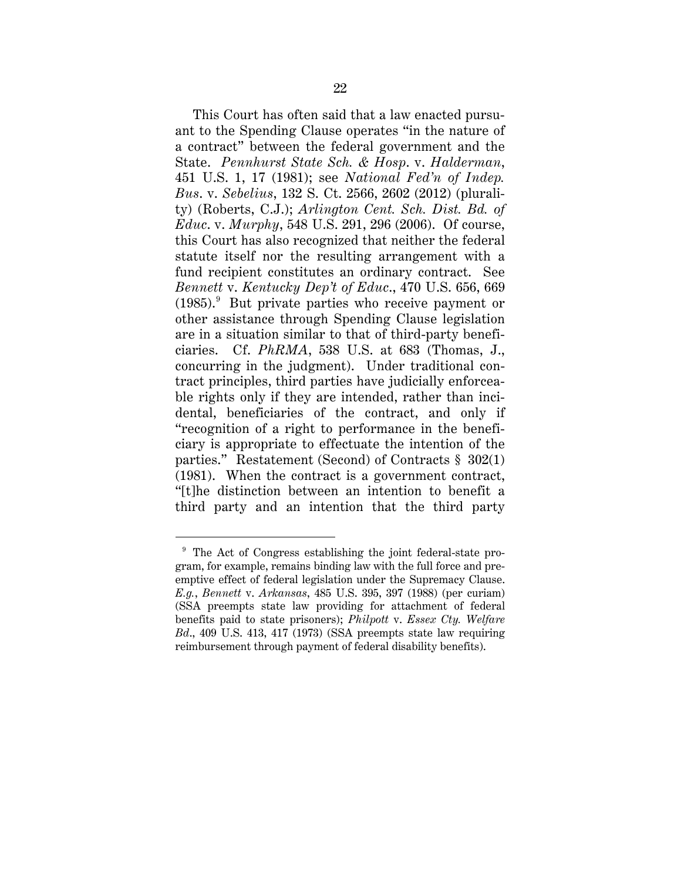This Court has often said that a law enacted pursuant to the Spending Clause operates "in the nature of a contract" between the federal government and the State. *Pennhurst State Sch. & Hosp.* v. *Halderman*, 451 U.S. 1, 17 (1981); see *National Fed'n of Indep. Bus.* v. *Sebelius*, 132 S. Ct. 2566, 2602 (2012) (plurality) (Roberts, C.J.); *Arlington Cent. Sch. Dist. Bd. of Educ.* v. *Murphy*, 548 U.S. 291, 296 (2006). Of course, this Court has also recognized that neither the federal statute itself nor the resulting arrangement with a fund recipient constitutes an ordinary contract. See *Bennett* v. *Kentucky Dep't of Educ.*, 470 U.S. 656, 669 (1985).[9] But private parties who receive payment or other assistance through Spending Clause legislation are in a situation similar to that of third-party beneficiaries. Cf. *PhRMA*, 538 U.S. at 683 (Thomas, J., concurring in the judgment). Under traditional contract principles, third parties have judicially enforceable rights only if they are intended, rather than incidental, beneficiaries of the contract, and only if "recognition of a right to performance in the beneficiary is appropriate to effectuate the intention of the parties." Restatement (Second) of Contracts § 302(1) (1981). When the contract is a government contract, "[t]he distinction between an intention to benefit a third party and an intention that the third party

---

[9] The Act of Congress establishing the joint federal-state program, for example, remains binding law with the full force and preemptive effect of federal legislation under the Supremacy Clause. *E.g.*, *Bennett* v. *Arkansas*, 485 U.S. 395, 397 (1988) (per curiam) (SSA preempts state law providing for attachment of federal benefits paid to state prisoners); *Philpott* v. *Essex Cty. Welfare Bd.*, 409 U.S. 413, 417 (1973) (SSA preempts state law requiring reimbursement through payment of federal disability benefits).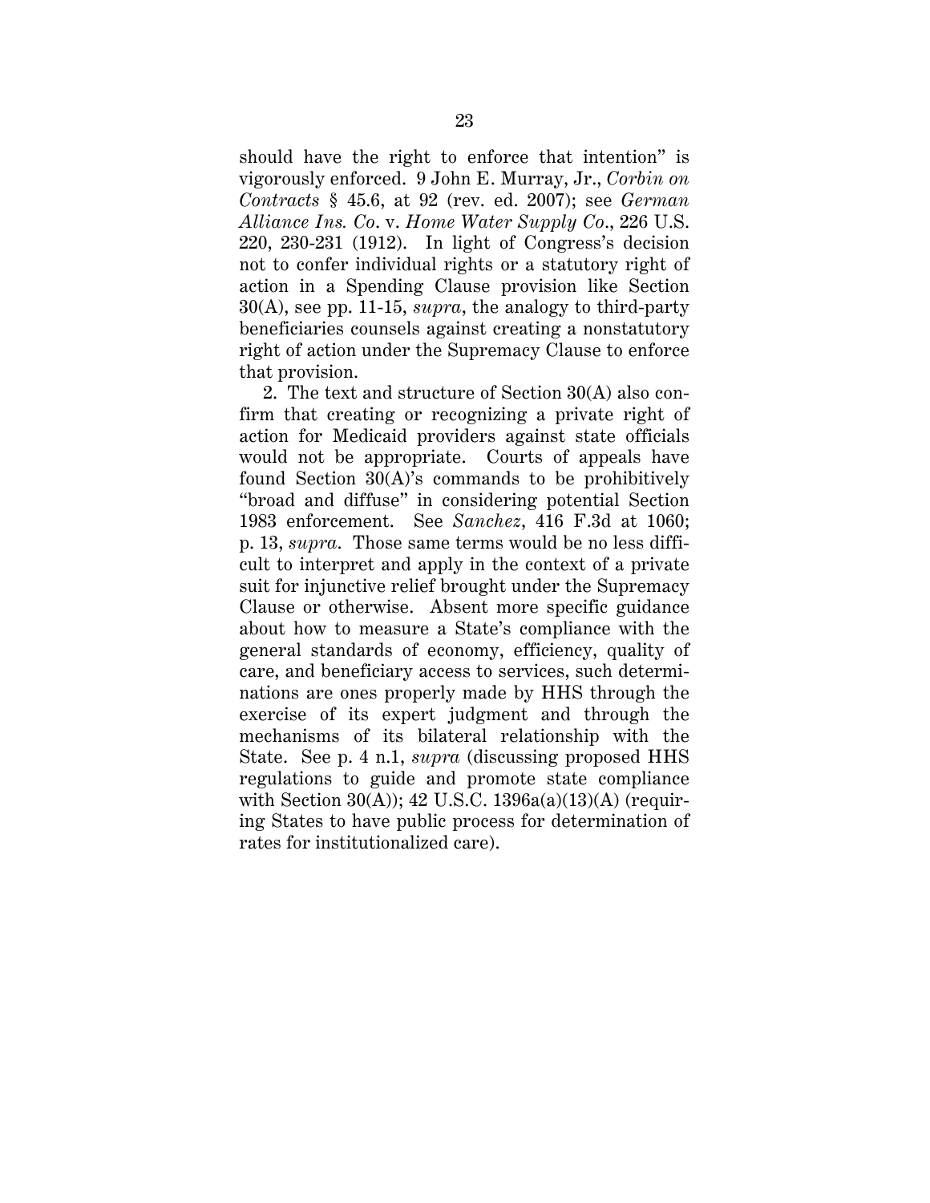should have the right to enforce that intention" is vigorously enforced. 9 John E. Murray, Jr., *Corbin on Contracts* § 45.6, at 92 (rev. ed. 2007); see *German Alliance Ins. Co.* v. *Home Water Supply Co.*, 226 U.S. 220, 230-231 (1912). In light of Congress's decision not to confer individual rights or a statutory right of action in a Spending Clause provision like Section 30(A), see pp. 11-15, *supra*, the analogy to third-party beneficiaries counsels against creating a nonstatutory right of action under the Supremacy Clause to enforce that provision.

2. The text and structure of Section 30(A) also confirm that creating or recognizing a private right of action for Medicaid providers against state officials would not be appropriate. Courts of appeals have found Section 30(A)'s commands to be prohibitively "broad and diffuse" in considering potential Section 1983 enforcement. See *Sanchez*, 416 F.3d at 1060; p. 13, *supra*. Those same terms would be no less difficult to interpret and apply in the context of a private suit for injunctive relief brought under the Supremacy Clause or otherwise. Absent more specific guidance about how to measure a State's compliance with the general standards of economy, efficiency, quality of care, and beneficiary access to services, such determinations are ones properly made by HHS through the exercise of its expert judgment and through the mechanisms of its bilateral relationship with the State. See p. 4 n.1, *supra* (discussing proposed HHS regulations to guide and promote state compliance with Section 30(A)); 42 U.S.C. 1396a(a)(13)(A) (requiring States to have public process for determination of rates for institutionalized care).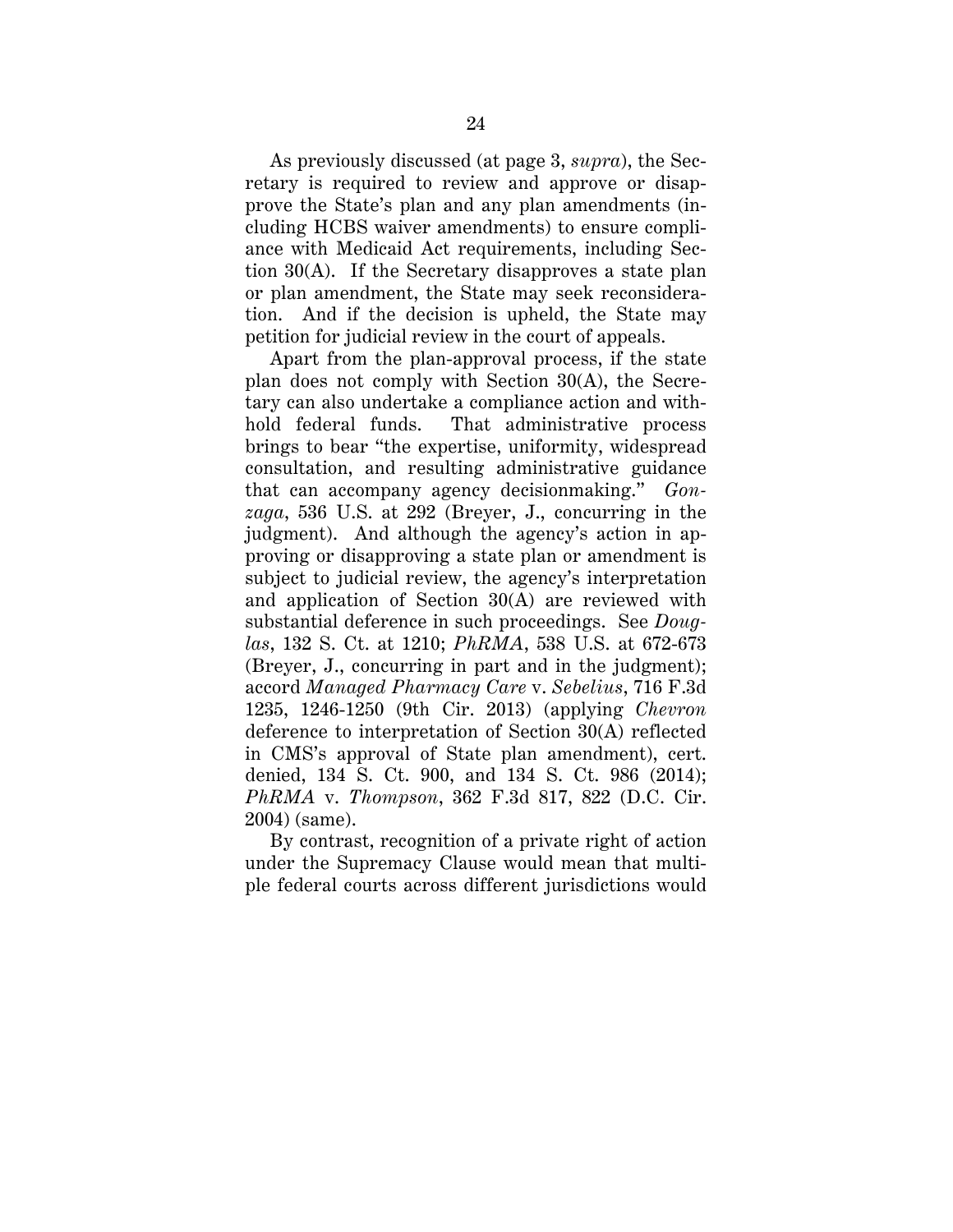As previously discussed (at page 3, *supra*), the Secretary is required to review and approve or disapprove the State's plan and any plan amendments (including HCBS waiver amendments) to ensure compliance with Medicaid Act requirements, including Section 30(A). If the Secretary disapproves a state plan or plan amendment, the State may seek reconsideration. And if the decision is upheld, the State may petition for judicial review in the court of appeals.

Apart from the plan-approval process, if the state plan does not comply with Section 30(A), the Secretary can also undertake a compliance action and withhold federal funds. That administrative process brings to bear "the expertise, uniformity, widespread consultation, and resulting administrative guidance that can accompany agency decisionmaking." *Gonzaga*, 536 U.S. at 292 (Breyer, J., concurring in the judgment). And although the agency's action in approving or disapproving a state plan or amendment is subject to judicial review, the agency's interpretation and application of Section 30(A) are reviewed with substantial deference in such proceedings. See *Douglas*, 132 S. Ct. at 1210; *PhRMA*, 538 U.S. at 672-673 (Breyer, J., concurring in part and in the judgment); accord *Managed Pharmacy Care* v. *Sebelius*, 716 F.3d 1235, 1246-1250 (9th Cir. 2013) (applying *Chevron* deference to interpretation of Section 30(A) reflected in CMS's approval of State plan amendment), cert. denied, 134 S. Ct. 900, and 134 S. Ct. 986 (2014); *PhRMA* v. *Thompson*, 362 F.3d 817, 822 (D.C. Cir. 2004) (same).

By contrast, recognition of a private right of action under the Supremacy Clause would mean that multiple federal courts across different jurisdictions would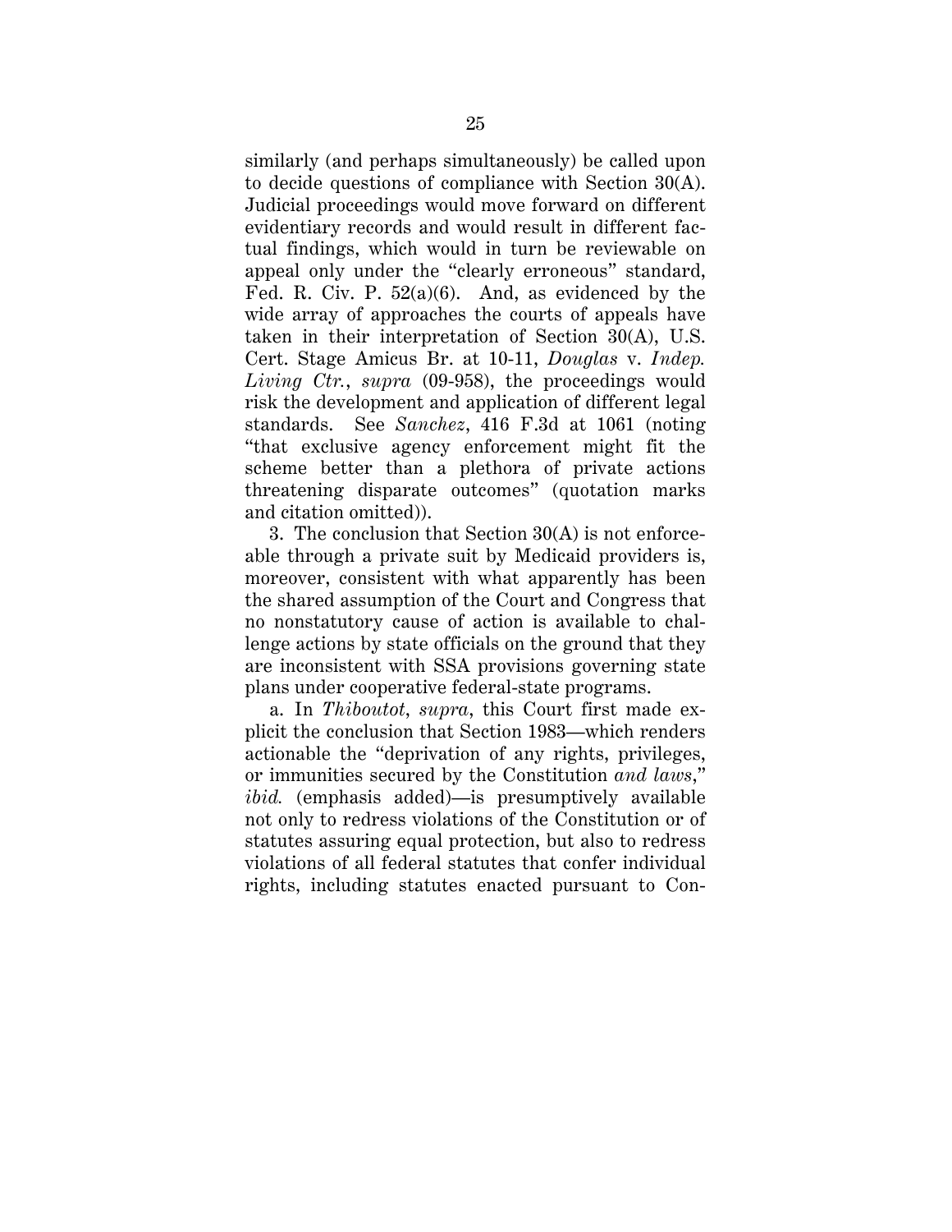similarly (and perhaps simultaneously) be called upon to decide questions of compliance with Section 30(A). Judicial proceedings would move forward on different evidentiary records and would result in different factual findings, which would in turn be reviewable on appeal only under the "clearly erroneous" standard, Fed. R. Civ. P. 52(a)(6). And, as evidenced by the wide array of approaches the courts of appeals have taken in their interpretation of Section 30(A), U.S. Cert. Stage Amicus Br. at 10-11, *Douglas* v. *Indep. Living Ctr.*, *supra* (09-958), the proceedings would risk the development and application of different legal standards. See *Sanchez*, 416 F.3d at 1061 (noting "that exclusive agency enforcement might fit the scheme better than a plethora of private actions threatening disparate outcomes" (quotation marks and citation omitted)).

3. The conclusion that Section 30(A) is not enforceable through a private suit by Medicaid providers is, moreover, consistent with what apparently has been the shared assumption of the Court and Congress that no nonstatutory cause of action is available to challenge actions by state officials on the ground that they are inconsistent with SSA provisions governing state plans under cooperative federal-state programs.

a. In *Thiboutot*, *supra*, this Court first made explicit the conclusion that Section 1983—which renders actionable the "deprivation of any rights, privileges, or immunities secured by the Constitution *and laws*," *ibid.* (emphasis added)—is presumptively available not only to redress violations of the Constitution or of statutes assuring equal protection, but also to redress violations of all federal statutes that confer individual rights, including statutes enacted pursuant to Con-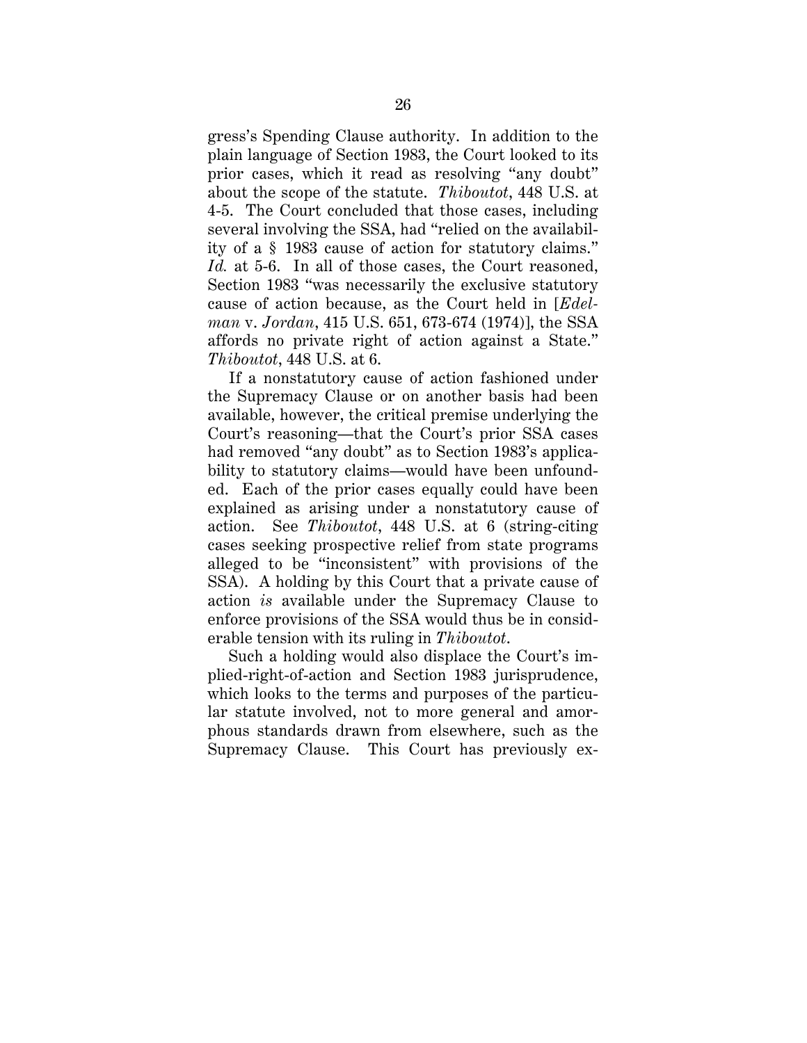gress's Spending Clause authority. In addition to the plain language of Section 1983, the Court looked to its prior cases, which it read as resolving "any doubt" about the scope of the statute. *Thiboutot*, 448 U.S. at 4-5. The Court concluded that those cases, including several involving the SSA, had "relied on the availability of a § 1983 cause of action for statutory claims." *Id.* at 5-6. In all of those cases, the Court reasoned, Section 1983 "was necessarily the exclusive statutory cause of action because, as the Court held in [*Edelman* v. *Jordan*, 415 U.S. 651, 673-674 (1974)], the SSA affords no private right of action against a State." *Thiboutot*, 448 U.S. at 6.

If a nonstatutory cause of action fashioned under the Supremacy Clause or on another basis had been available, however, the critical premise underlying the Court's reasoning—that the Court's prior SSA cases had removed "any doubt" as to Section 1983's applicability to statutory claims—would have been unfounded. Each of the prior cases equally could have been explained as arising under a nonstatutory cause of action. See *Thiboutot*, 448 U.S. at 6 (string-citing cases seeking prospective relief from state programs alleged to be "inconsistent" with provisions of the SSA). A holding by this Court that a private cause of action *is* available under the Supremacy Clause to enforce provisions of the SSA would thus be in considerable tension with its ruling in *Thiboutot*.

Such a holding would also displace the Court's implied-right-of-action and Section 1983 jurisprudence, which looks to the terms and purposes of the particular statute involved, not to more general and amorphous standards drawn from elsewhere, such as the Supremacy Clause. This Court has previously ex-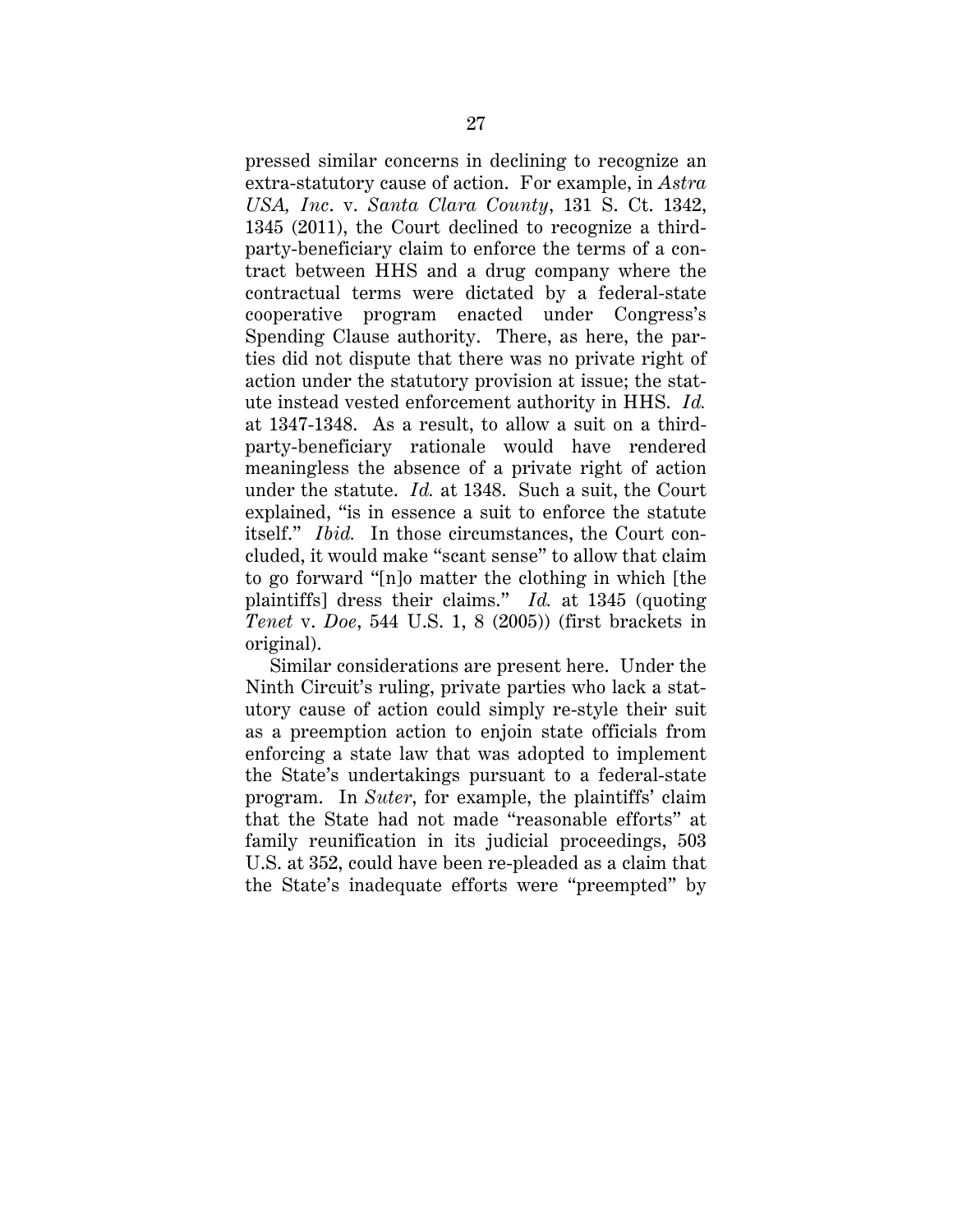pressed similar concerns in declining to recognize an extra-statutory cause of action. For example, in *Astra USA, Inc.* v. *Santa Clara County*, 131 S. Ct. 1342, 1345 (2011), the Court declined to recognize a third-party-beneficiary claim to enforce the terms of a contract between HHS and a drug company where the contractual terms were dictated by a federal-state cooperative program enacted under Congress's Spending Clause authority. There, as here, the parties did not dispute that there was no private right of action under the statutory provision at issue; the statute instead vested enforcement authority in HHS. *Id.* at 1347-1348. As a result, to allow a suit on a third-party-beneficiary rationale would have rendered meaningless the absence of a private right of action under the statute. *Id.* at 1348. Such a suit, the Court explained, "is in essence a suit to enforce the statute itself." *Ibid.* In those circumstances, the Court concluded, it would make "scant sense" to allow that claim to go forward "[n]o matter the clothing in which [the plaintiffs] dress their claims." *Id.* at 1345 (quoting *Tenet* v. *Doe*, 544 U.S. 1, 8 (2005)) (first brackets in original).

Similar considerations are present here. Under the Ninth Circuit's ruling, private parties who lack a statutory cause of action could simply re-style their suit as a preemption action to enjoin state officials from enforcing a state law that was adopted to implement the State's undertakings pursuant to a federal-state program. In *Suter*, for example, the plaintiffs' claim that the State had not made "reasonable efforts" at family reunification in its judicial proceedings, 503 U.S. at 352, could have been re-pleaded as a claim that the State's inadequate efforts were "preempted" by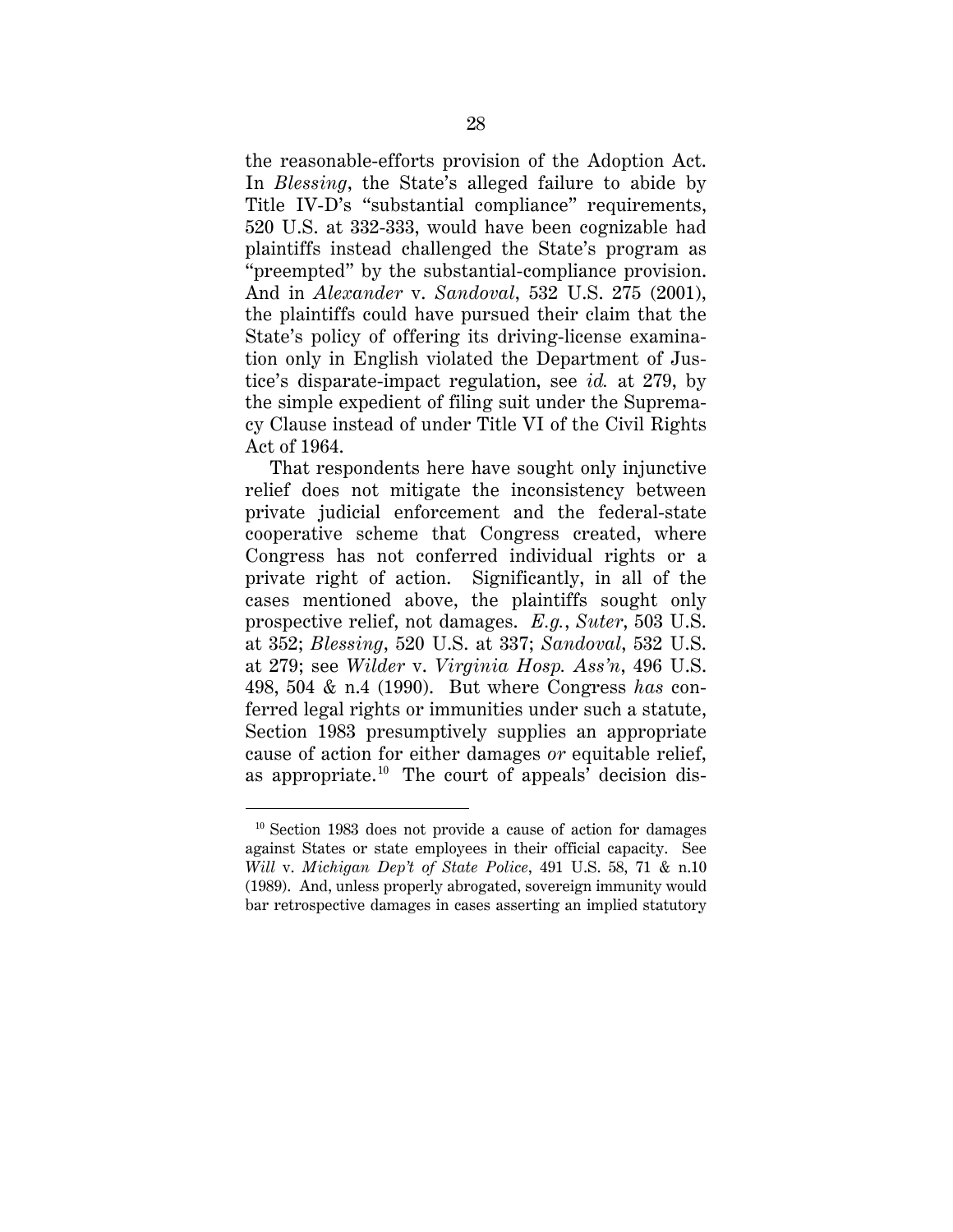the reasonable-efforts provision of the Adoption Act. In *Blessing*, the State's alleged failure to abide by Title IV-D's "substantial compliance" requirements, 520 U.S. at 332-333, would have been cognizable had plaintiffs instead challenged the State's program as "preempted" by the substantial-compliance provision. And in *Alexander* v. *Sandoval*, 532 U.S. 275 (2001), the plaintiffs could have pursued their claim that the State's policy of offering its driving-license examination only in English violated the Department of Justice's disparate-impact regulation, see *id.* at 279, by the simple expedient of filing suit under the Supremacy Clause instead of under Title VI of the Civil Rights Act of 1964.

That respondents here have sought only injunctive relief does not mitigate the inconsistency between private judicial enforcement and the federal-state cooperative scheme that Congress created, where Congress has not conferred individual rights or a private right of action. Significantly, in all of the cases mentioned above, the plaintiffs sought only prospective relief, not damages. *E.g.*, *Suter*, 503 U.S. at 352; *Blessing*, 520 U.S. at 337; *Sandoval*, 532 U.S. at 279; see *Wilder* v. *Virginia Hosp. Ass'n*, 496 U.S. 498, 504 & n.4 (1990). But where Congress *has* conferred legal rights or immunities under such a statute, Section 1983 presumptively supplies an appropriate cause of action for either damages *or* equitable relief, as appropriate.[10] The court of appeals' decision dis-

[10] Section 1983 does not provide a cause of action for damages against States or state employees in their official capacity. See *Will* v. *Michigan Dep't of State Police*, 491 U.S. 58, 71 & n.10 (1989). And, unless properly abrogated, sovereign immunity would bar retrospective damages in cases asserting an implied statutory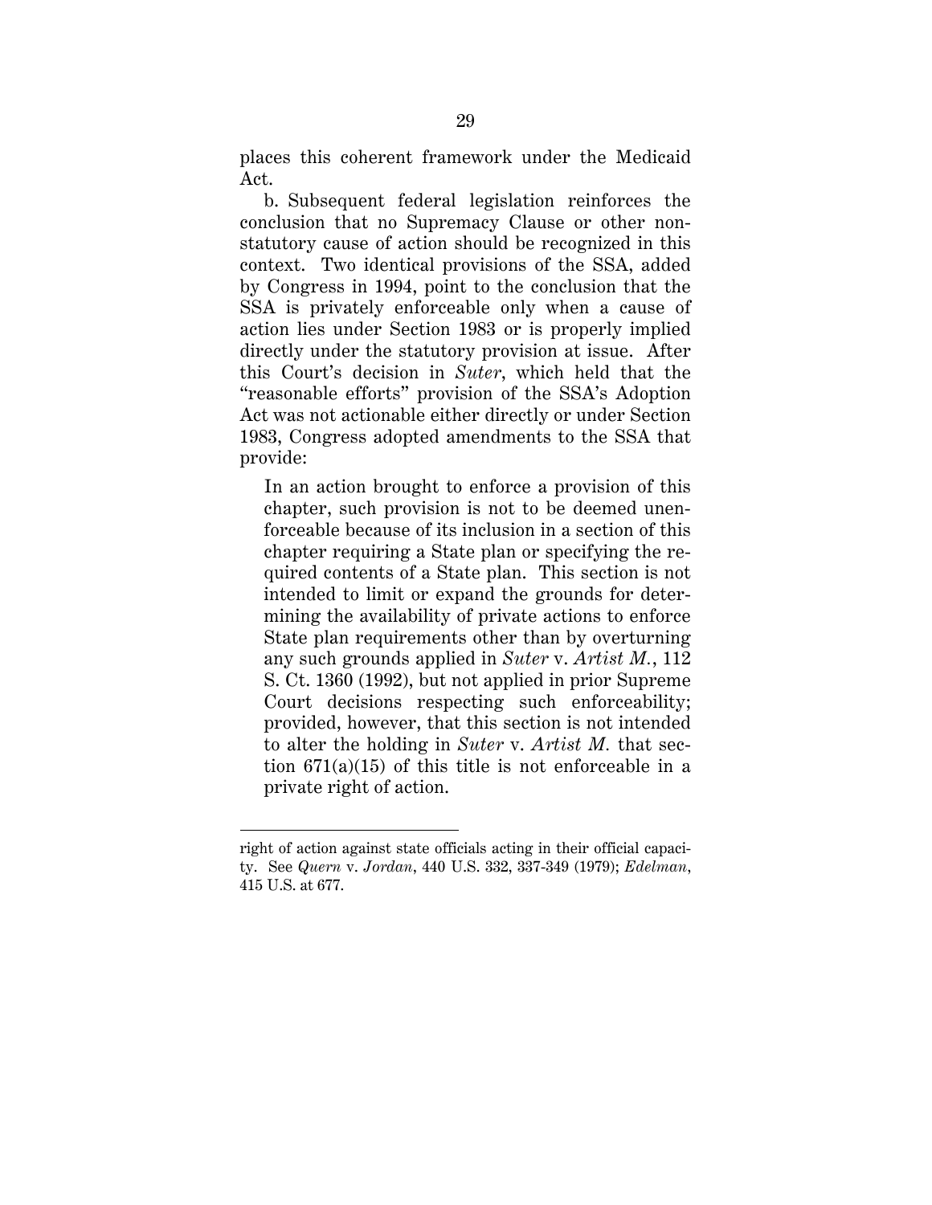places this coherent framework under the Medicaid Act.

b. Subsequent federal legislation reinforces the conclusion that no Supremacy Clause or other non-statutory cause of action should be recognized in this context. Two identical provisions of the SSA, added by Congress in 1994, point to the conclusion that the SSA is privately enforceable only when a cause of action lies under Section 1983 or is properly implied directly under the statutory provision at issue. After this Court's decision in *Suter*, which held that the "reasonable efforts" provision of the SSA's Adoption Act was not actionable either directly or under Section 1983, Congress adopted amendments to the SSA that provide:

> In an action brought to enforce a provision of this chapter, such provision is not to be deemed unenforceable because of its inclusion in a section of this chapter requiring a State plan or specifying the required contents of a State plan. This section is not intended to limit or expand the grounds for determining the availability of private actions to enforce State plan requirements other than by overturning any such grounds applied in *Suter* v. *Artist M.*, 112 S. Ct. 1360 (1992), but not applied in prior Supreme Court decisions respecting such enforceability; provided, however, that this section is not intended to alter the holding in *Suter* v. *Artist M.* that section 671(a)(15) of this title is not enforceable in a private right of action.

---

right of action against state officials acting in their official capacity. See *Quern* v. *Jordan*, 440 U.S. 332, 337-349 (1979); *Edelman*, 415 U.S. at 677.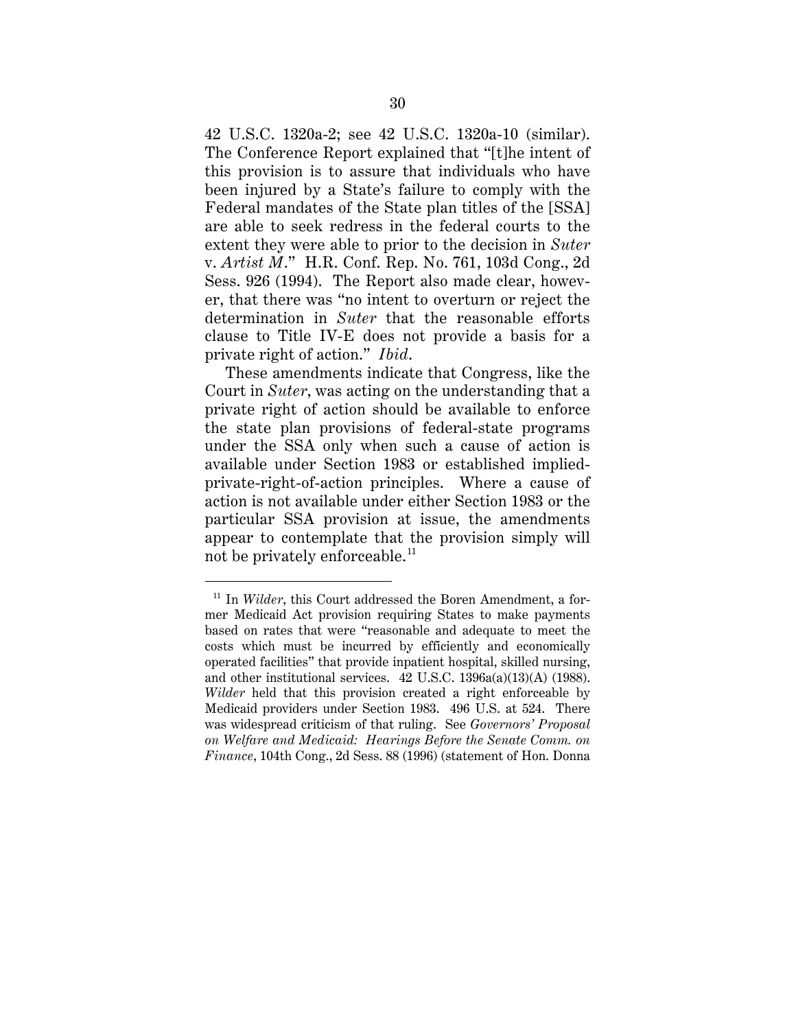42 U.S.C. 1320a-2; see 42 U.S.C. 1320a-10 (similar). The Conference Report explained that "[t]he intent of this provision is to assure that individuals who have been injured by a State's failure to comply with the Federal mandates of the State plan titles of the [SSA] are able to seek redress in the federal courts to the extent they were able to prior to the decision in *Suter* v. *Artist M*." H.R. Conf. Rep. No. 761, 103d Cong., 2d Sess. 926 (1994). The Report also made clear, however, that there was "no intent to overturn or reject the determination in *Suter* that the reasonable efforts clause to Title IV-E does not provide a basis for a private right of action." *Ibid*.

These amendments indicate that Congress, like the Court in *Suter*, was acting on the understanding that a private right of action should be available to enforce the state plan provisions of federal-state programs under the SSA only when such a cause of action is available under Section 1983 or established implied-private-right-of-action principles. Where a cause of action is not available under either Section 1983 or the particular SSA provision at issue, the amendments appear to contemplate that the provision simply will not be privately enforceable.[11]

---

[11] In *Wilder*, this Court addressed the Boren Amendment, a former Medicaid Act provision requiring States to make payments based on rates that were "reasonable and adequate to meet the costs which must be incurred by efficiently and economically operated facilities" that provide inpatient hospital, skilled nursing, and other institutional services. 42 U.S.C. 1396a(a)(13)(A) (1988). *Wilder* held that this provision created a right enforceable by Medicaid providers under Section 1983. 496 U.S. at 524. There was widespread criticism of that ruling. See *Governors' Proposal on Welfare and Medicaid: Hearings Before the Senate Comm. on Finance*, 104th Cong., 2d Sess. 88 (1996) (statement of Hon. Donna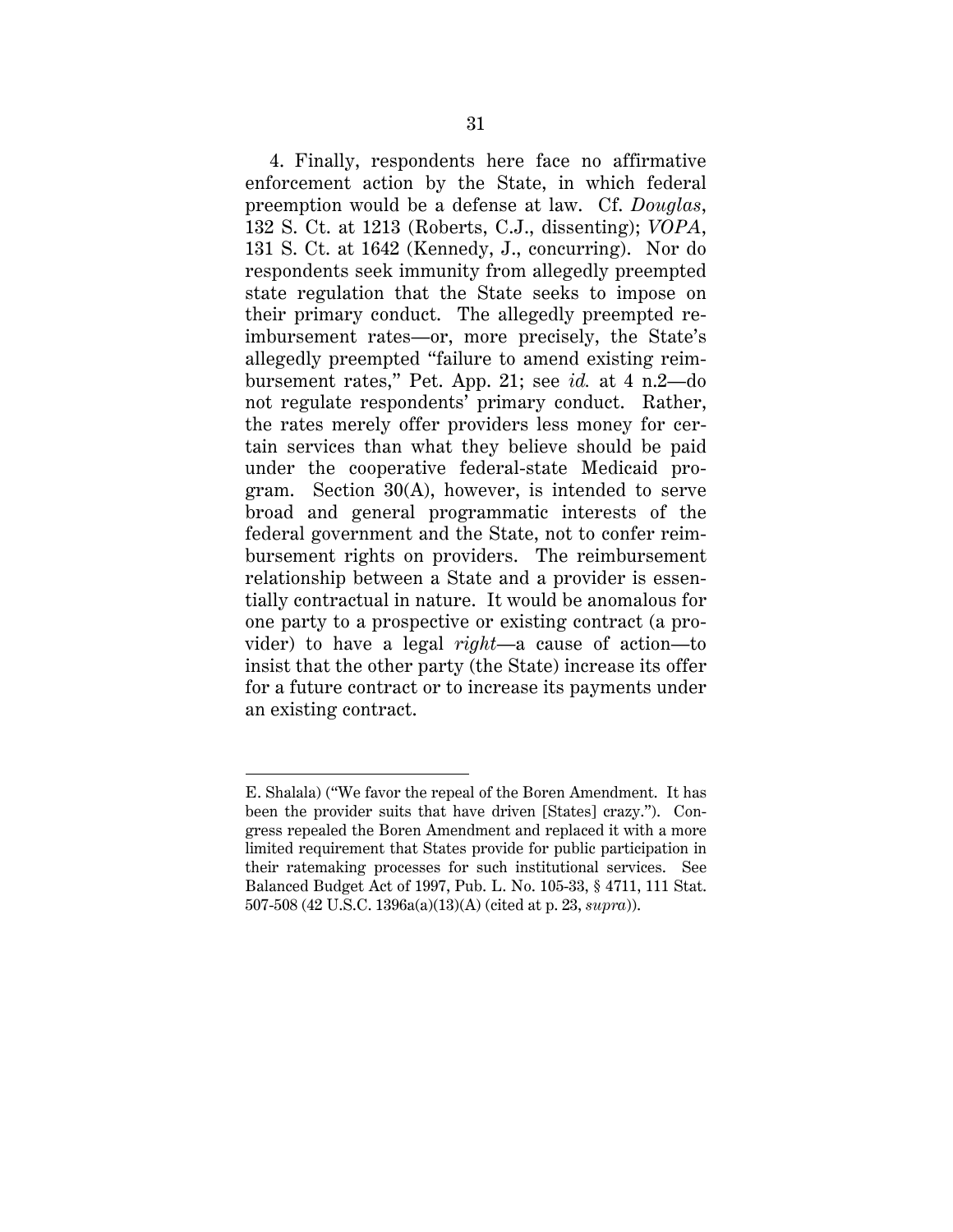4. Finally, respondents here face no affirmative enforcement action by the State, in which federal preemption would be a defense at law. Cf. *Douglas*, 132 S. Ct. at 1213 (Roberts, C.J., dissenting); *VOPA*, 131 S. Ct. at 1642 (Kennedy, J., concurring). Nor do respondents seek immunity from allegedly preempted state regulation that the State seeks to impose on their primary conduct. The allegedly preempted reimbursement rates—or, more precisely, the State's allegedly preempted "failure to amend existing reimbursement rates," Pet. App. 21; see *id.* at 4 n.2—do not regulate respondents' primary conduct. Rather, the rates merely offer providers less money for certain services than what they believe should be paid under the cooperative federal-state Medicaid program. Section 30(A), however, is intended to serve broad and general programmatic interests of the federal government and the State, not to confer reimbursement rights on providers. The reimbursement relationship between a State and a provider is essentially contractual in nature. It would be anomalous for one party to a prospective or existing contract (a provider) to have a legal *right*—a cause of action—to insist that the other party (the State) increase its offer for a future contract or to increase its payments under an existing contract.

---

E. Shalala) ("We favor the repeal of the Boren Amendment. It has been the provider suits that have driven [States] crazy."). Congress repealed the Boren Amendment and replaced it with a more limited requirement that States provide for public participation in their ratemaking processes for such institutional services. See Balanced Budget Act of 1997, Pub. L. No. 105-33, § 4711, 111 Stat. 507-508 (42 U.S.C. 1396a(a)(13)(A) (cited at p. 23, *supra*)).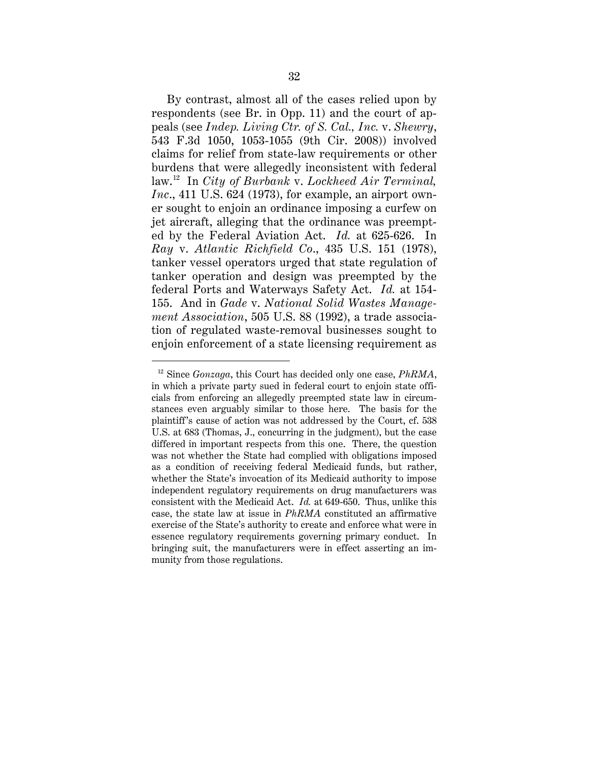By contrast, almost all of the cases relied upon by respondents (see Br. in Opp. 11) and the court of appeals (see *Indep. Living Ctr. of S. Cal., Inc.* v. *Shewry*, 543 F.3d 1050, 1053-1055 (9th Cir. 2008)) involved claims for relief from state-law requirements or other burdens that were allegedly inconsistent with federal law.[12] In *City of Burbank* v. *Lockheed Air Terminal, Inc.*, 411 U.S. 624 (1973), for example, an airport owner sought to enjoin an ordinance imposing a curfew on jet aircraft, alleging that the ordinance was preempted by the Federal Aviation Act. *Id.* at 625-626. In *Ray* v. *Atlantic Richfield Co.*, 435 U.S. 151 (1978), tanker vessel operators urged that state regulation of tanker operation and design was preempted by the federal Ports and Waterways Safety Act. *Id.* at 154-155. And in *Gade* v. *National Solid Wastes Management Association*, 505 U.S. 88 (1992), a trade association of regulated waste-removal businesses sought to enjoin enforcement of a state licensing requirement as

---

[12] Since *Gonzaga*, this Court has decided only one case, *PhRMA*, in which a private party sued in federal court to enjoin state officials from enforcing an allegedly preempted state law in circumstances even arguably similar to those here. The basis for the plaintiff's cause of action was not addressed by the Court, cf. 538 U.S. at 683 (Thomas, J., concurring in the judgment), but the case differed in important respects from this one. There, the question was not whether the State had complied with obligations imposed as a condition of receiving federal Medicaid funds, but rather, whether the State's invocation of its Medicaid authority to impose independent regulatory requirements on drug manufacturers was consistent with the Medicaid Act. *Id.* at 649-650. Thus, unlike this case, the state law at issue in *PhRMA* constituted an affirmative exercise of the State's authority to create and enforce what were in essence regulatory requirements governing primary conduct. In bringing suit, the manufacturers were in effect asserting an immunity from those regulations.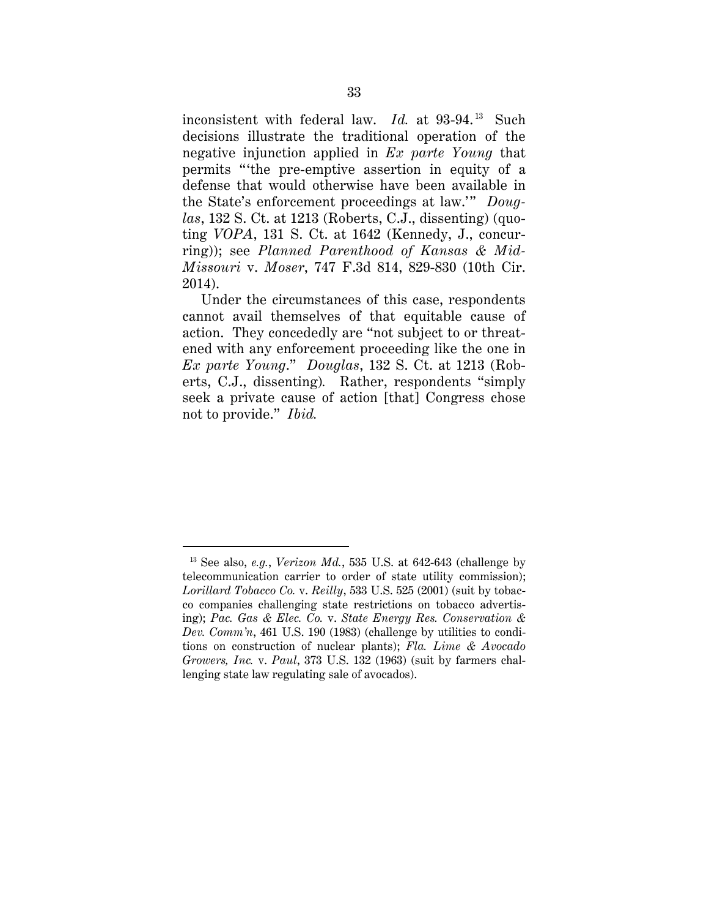inconsistent with federal law. *Id.* at 93-94.[13] Such decisions illustrate the traditional operation of the negative injunction applied in *Ex parte Young* that permits "'the pre-emptive assertion in equity of a defense that would otherwise have been available in the State's enforcement proceedings at law.'" *Douglas*, 132 S. Ct. at 1213 (Roberts, C.J., dissenting) (quoting *VOPA*, 131 S. Ct. at 1642 (Kennedy, J., concurring)); see *Planned Parenthood of Kansas & Mid-Missouri* v. *Moser*, 747 F.3d 814, 829-830 (10th Cir. 2014).

Under the circumstances of this case, respondents cannot avail themselves of that equitable cause of action. They concededly are "not subject to or threatened with any enforcement proceeding like the one in *Ex parte Young*." *Douglas*, 132 S. Ct. at 1213 (Roberts, C.J., dissenting). Rather, respondents "simply seek a private cause of action [that] Congress chose not to provide." *Ibid.*

---

[13] See also, *e.g.*, *Verizon Md.*, 535 U.S. at 642-643 (challenge by telecommunication carrier to order of state utility commission); *Lorillard Tobacco Co.* v. *Reilly*, 533 U.S. 525 (2001) (suit by tobacco companies challenging state restrictions on tobacco advertising); *Pac. Gas & Elec. Co.* v. *State Energy Res. Conservation & Dev. Comm'n*, 461 U.S. 190 (1983) (challenge by utilities to conditions on construction of nuclear plants); *Fla. Lime & Avocado Growers, Inc.* v. *Paul*, 373 U.S. 132 (1963) (suit by farmers challenging state law regulating sale of avocados).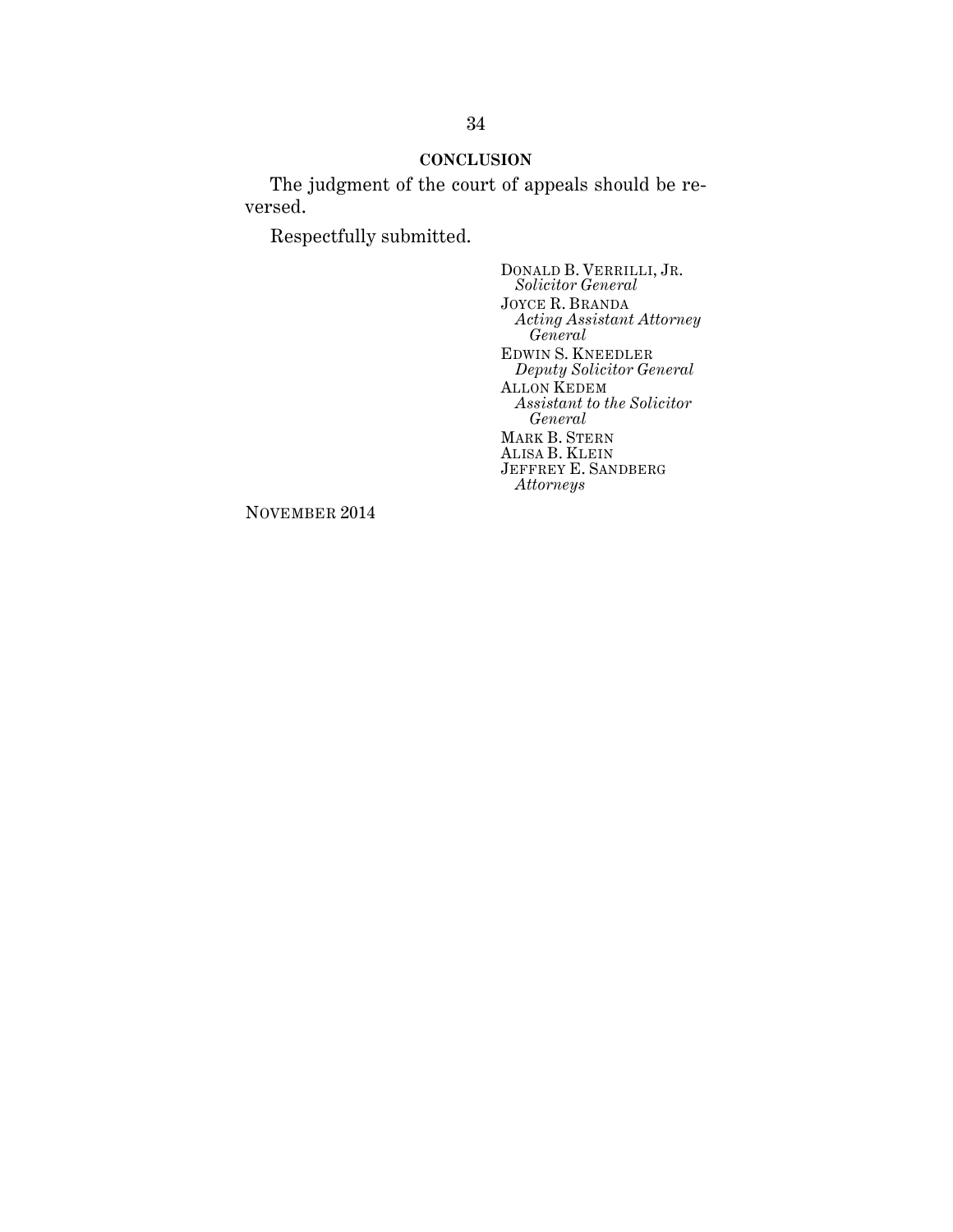## CONCLUSION

The judgment of the court of appeals should be reversed.

Respectfully submitted.

DONALD B. VERRILLI, JR.
*Solicitor General*
JOYCE R. BRANDA
*Acting Assistant Attorney General*
EDWIN S. KNEEDLER
*Deputy Solicitor General*
ALLON KEDEM
*Assistant to the Solicitor General*
MARK B. STERN
ALISA B. KLEIN
JEFFREY E. SANDBERG
*Attorneys*

NOVEMBER 2014